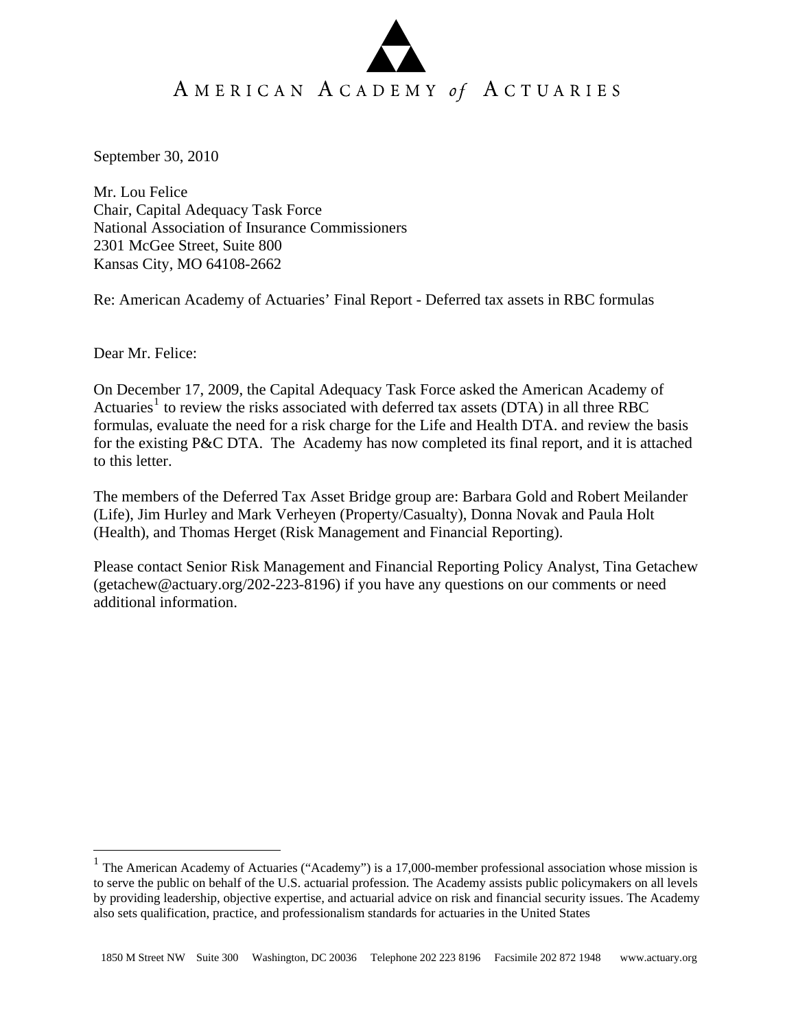# AMERICAN ACADEMY of ACTUARIES

September 30, 2010

Mr. Lou Felice
Chair, Capital Adequacy Task Force
National Association of Insurance Commissioners
2301 McGee Street, Suite 800
Kansas City, MO 64108-2662

Re: American Academy of Actuaries' Final Report - Deferred tax assets in RBC formulas

Dear Mr. Felice:

On December 17, 2009, the Capital Adequacy Task Force asked the American Academy of Actuaries[1] to review the risks associated with deferred tax assets (DTA) in all three RBC formulas, evaluate the need for a risk charge for the Life and Health DTA. and review the basis for the existing P&C DTA. The Academy has now completed its final report, and it is attached to this letter.

The members of the Deferred Tax Asset Bridge group are: Barbara Gold and Robert Meilander (Life), Jim Hurley and Mark Verheyen (Property/Casualty), Donna Novak and Paula Holt (Health), and Thomas Herget (Risk Management and Financial Reporting).

Please contact Senior Risk Management and Financial Reporting Policy Analyst, Tina Getachew (getachew@actuary.org/202-223-8196) if you have any questions on our comments or need additional information.

[1] The American Academy of Actuaries ("Academy") is a 17,000-member professional association whose mission is to serve the public on behalf of the U.S. actuarial profession. The Academy assists public policymakers on all levels by providing leadership, objective expertise, and actuarial advice on risk and financial security issues. The Academy also sets qualification, practice, and professionalism standards for actuaries in the United States

1850 M Street NW Suite 300 Washington, DC 20036 Telephone 202 223 8196 Facsimile 202 872 1948 www.actuary.org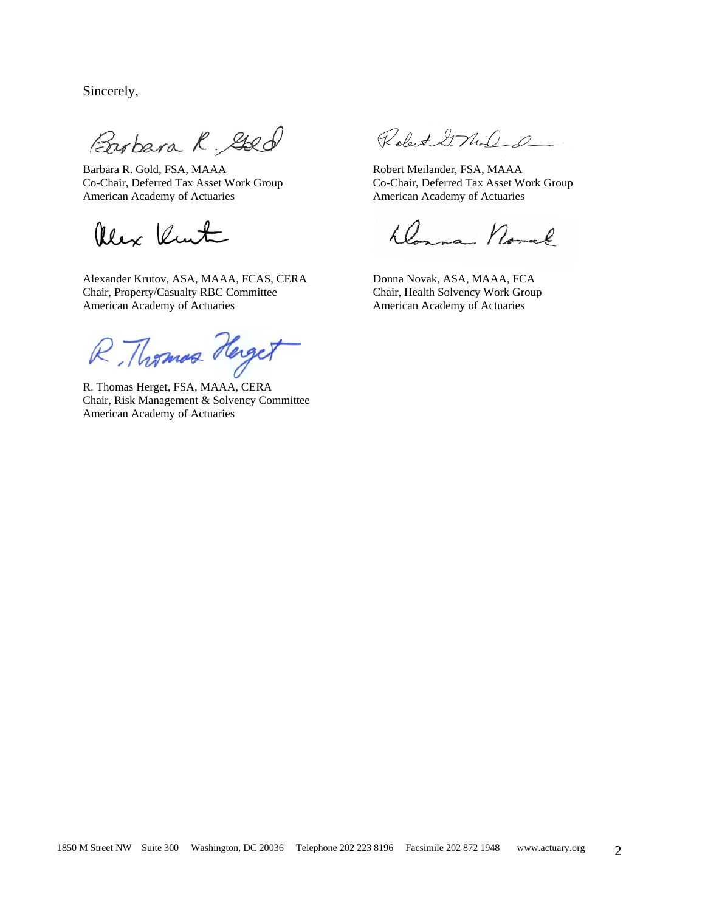Sincerely,

Barbara R. Gold, FSA, MAAA
Co-Chair, Deferred Tax Asset Work Group
American Academy of Actuaries

Robert Meilander, FSA, MAAA
Co-Chair, Deferred Tax Asset Work Group
American Academy of Actuaries

Alexander Krutov, ASA, MAAA, FCAS, CERA
Chair, Property/Casualty RBC Committee
American Academy of Actuaries

Donna Novak, ASA, MAAA, FCA
Chair, Health Solvency Work Group
American Academy of Actuaries

R. Thomas Herget, FSA, MAAA, CERA
Chair, Risk Management & Solvency Committee
American Academy of Actuaries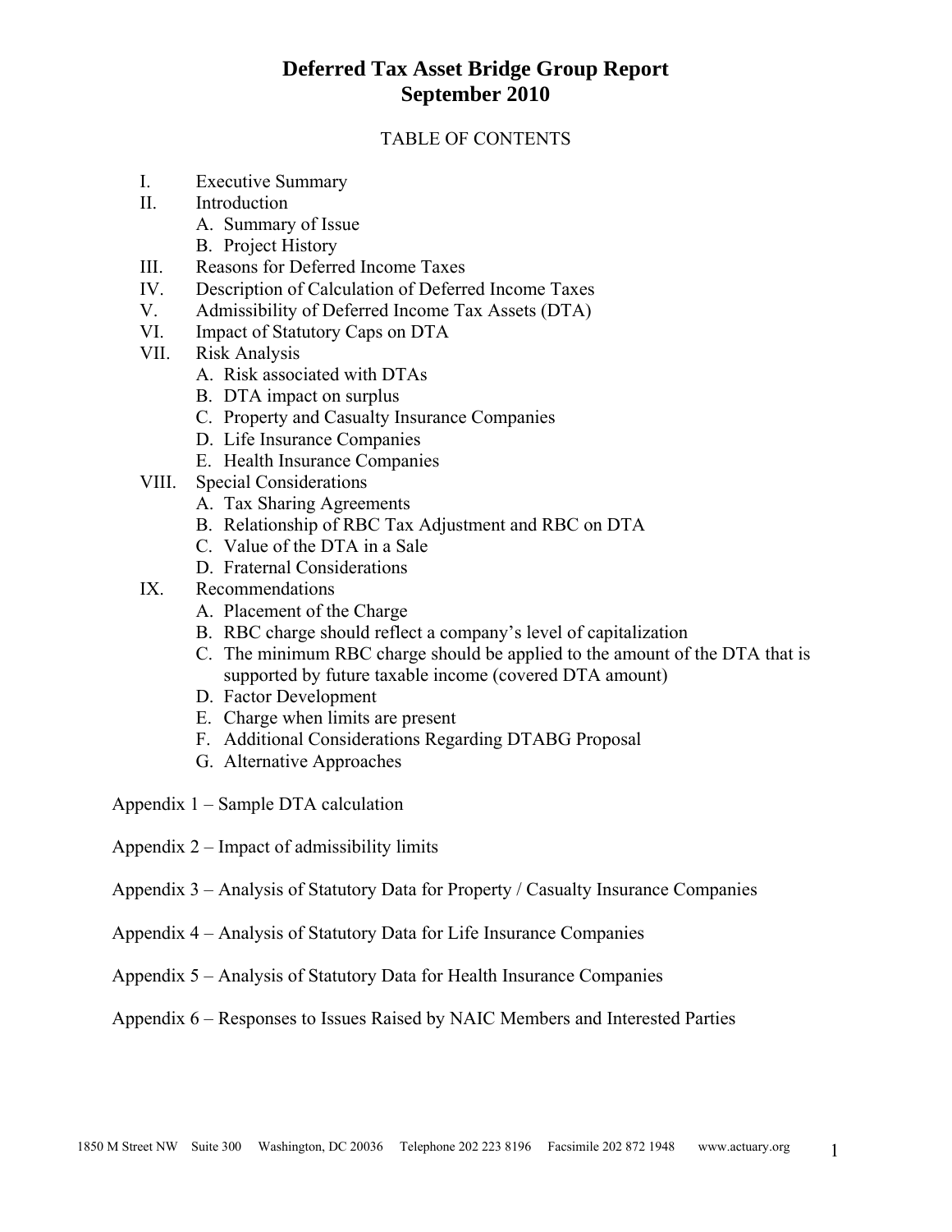# Deferred Tax Asset Bridge Group Report
# September 2010

TABLE OF CONTENTS

- I. Executive Summary
- II. Introduction
  - A. Summary of Issue
  - B. Project History
- III. Reasons for Deferred Income Taxes
- IV. Description of Calculation of Deferred Income Taxes
- V. Admissibility of Deferred Income Tax Assets (DTA)
- VI. Impact of Statutory Caps on DTA
- VII. Risk Analysis
  - A. Risk associated with DTAs
  - B. DTA impact on surplus
  - C. Property and Casualty Insurance Companies
  - D. Life Insurance Companies
  - E. Health Insurance Companies
- VIII. Special Considerations
  - A. Tax Sharing Agreements
  - B. Relationship of RBC Tax Adjustment and RBC on DTA
  - C. Value of the DTA in a Sale
  - D. Fraternal Considerations
- IX. Recommendations
  - A. Placement of the Charge
  - B. RBC charge should reflect a company's level of capitalization
  - C. The minimum RBC charge should be applied to the amount of the DTA that is supported by future taxable income (covered DTA amount)
  - D. Factor Development
  - E. Charge when limits are present
  - F. Additional Considerations Regarding DTABG Proposal
  - G. Alternative Approaches

Appendix 1 – Sample DTA calculation

Appendix 2 – Impact of admissibility limits

Appendix 3 – Analysis of Statutory Data for Property / Casualty Insurance Companies

Appendix 4 – Analysis of Statutory Data for Life Insurance Companies

Appendix 5 – Analysis of Statutory Data for Health Insurance Companies

Appendix 6 – Responses to Issues Raised by NAIC Members and Interested Parties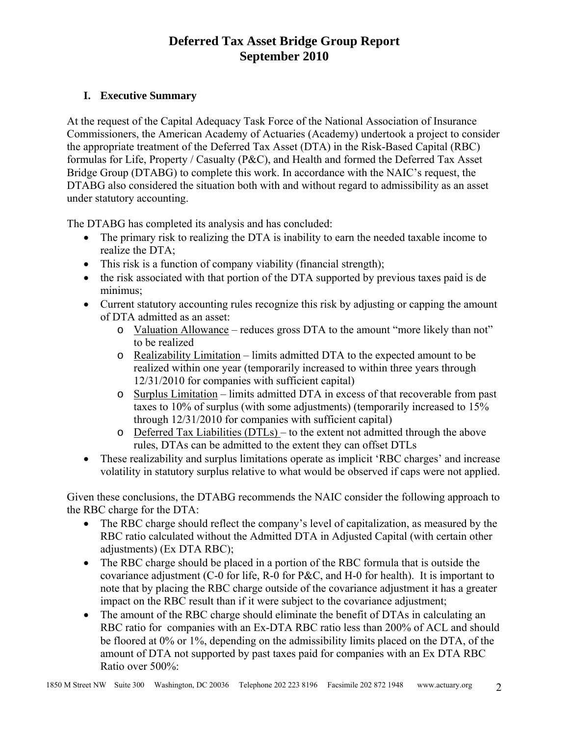# Deferred Tax Asset Bridge Group Report
# September 2010

## I. Executive Summary

At the request of the Capital Adequacy Task Force of the National Association of Insurance Commissioners, the American Academy of Actuaries (Academy) undertook a project to consider the appropriate treatment of the Deferred Tax Asset (DTA) in the Risk-Based Capital (RBC) formulas for Life, Property / Casualty (P&C), and Health and formed the Deferred Tax Asset Bridge Group (DTABG) to complete this work. In accordance with the NAIC's request, the DTABG also considered the situation both with and without regard to admissibility as an asset under statutory accounting.

The DTABG has completed its analysis and has concluded:

- The primary risk to realizing the DTA is inability to earn the needed taxable income to realize the DTA;
- This risk is a function of company viability (financial strength);
- the risk associated with that portion of the DTA supported by previous taxes paid is de minimus;
- Current statutory accounting rules recognize this risk by adjusting or capping the amount of DTA admitted as an asset:
  - Valuation Allowance – reduces gross DTA to the amount "more likely than not" to be realized
  - Realizability Limitation – limits admitted DTA to the expected amount to be realized within one year (temporarily increased to within three years through 12/31/2010 for companies with sufficient capital)
  - Surplus Limitation – limits admitted DTA in excess of that recoverable from past taxes to 10% of surplus (with some adjustments) (temporarily increased to 15% through 12/31/2010 for companies with sufficient capital)
  - Deferred Tax Liabilities (DTLs) – to the extent not admitted through the above rules, DTAs can be admitted to the extent they can offset DTLs
- These realizability and surplus limitations operate as implicit 'RBC charges' and increase volatility in statutory surplus relative to what would be observed if caps were not applied.

Given these conclusions, the DTABG recommends the NAIC consider the following approach to the RBC charge for the DTA:

- The RBC charge should reflect the company's level of capitalization, as measured by the RBC ratio calculated without the Admitted DTA in Adjusted Capital (with certain other adjustments) (Ex DTA RBC);
- The RBC charge should be placed in a portion of the RBC formula that is outside the covariance adjustment (C-0 for life, R-0 for P&C, and H-0 for health). It is important to note that by placing the RBC charge outside of the covariance adjustment it has a greater impact on the RBC result than if it were subject to the covariance adjustment;
- The amount of the RBC charge should eliminate the benefit of DTAs in calculating an RBC ratio for companies with an Ex-DTA RBC ratio less than 200% of ACL and should be floored at 0% or 1%, depending on the admissibility limits placed on the DTA, of the amount of DTA not supported by past taxes paid for companies with an Ex DTA RBC Ratio over 500%: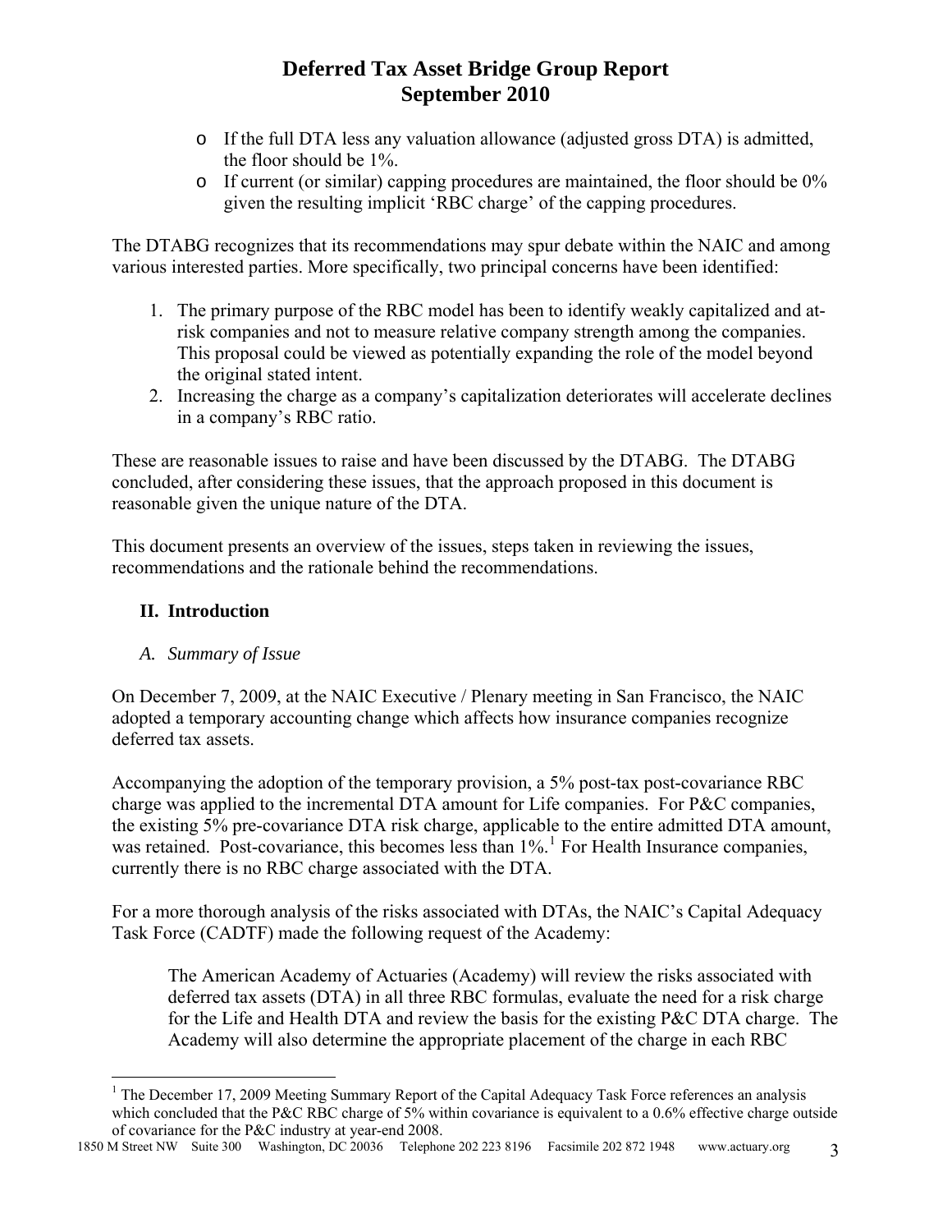- If the full DTA less any valuation allowance (adjusted gross DTA) is admitted, the floor should be 1%.
- If current (or similar) capping procedures are maintained, the floor should be 0% given the resulting implicit 'RBC charge' of the capping procedures.

The DTABG recognizes that its recommendations may spur debate within the NAIC and among various interested parties. More specifically, two principal concerns have been identified:

1. The primary purpose of the RBC model has been to identify weakly capitalized and at-risk companies and not to measure relative company strength among the companies. This proposal could be viewed as potentially expanding the role of the model beyond the original stated intent.
2. Increasing the charge as a company's capitalization deteriorates will accelerate declines in a company's RBC ratio.

These are reasonable issues to raise and have been discussed by the DTABG. The DTABG concluded, after considering these issues, that the approach proposed in this document is reasonable given the unique nature of the DTA.

This document presents an overview of the issues, steps taken in reviewing the issues, recommendations and the rationale behind the recommendations.

## II. Introduction

### *A. Summary of Issue*

On December 7, 2009, at the NAIC Executive / Plenary meeting in San Francisco, the NAIC adopted a temporary accounting change which affects how insurance companies recognize deferred tax assets.

Accompanying the adoption of the temporary provision, a 5% post-tax post-covariance RBC charge was applied to the incremental DTA amount for Life companies. For P&C companies, the existing 5% pre-covariance DTA risk charge, applicable to the entire admitted DTA amount, was retained. Post-covariance, this becomes less than 1%.[1] For Health Insurance companies, currently there is no RBC charge associated with the DTA.

For a more thorough analysis of the risks associated with DTAs, the NAIC's Capital Adequacy Task Force (CADTF) made the following request of the Academy:

> The American Academy of Actuaries (Academy) will review the risks associated with deferred tax assets (DTA) in all three RBC formulas, evaluate the need for a risk charge for the Life and Health DTA and review the basis for the existing P&C DTA charge. The Academy will also determine the appropriate placement of the charge in each RBC

[1] The December 17, 2009 Meeting Summary Report of the Capital Adequacy Task Force references an analysis which concluded that the P&C RBC charge of 5% within covariance is equivalent to a 0.6% effective charge outside of covariance for the P&C industry at year-end 2008.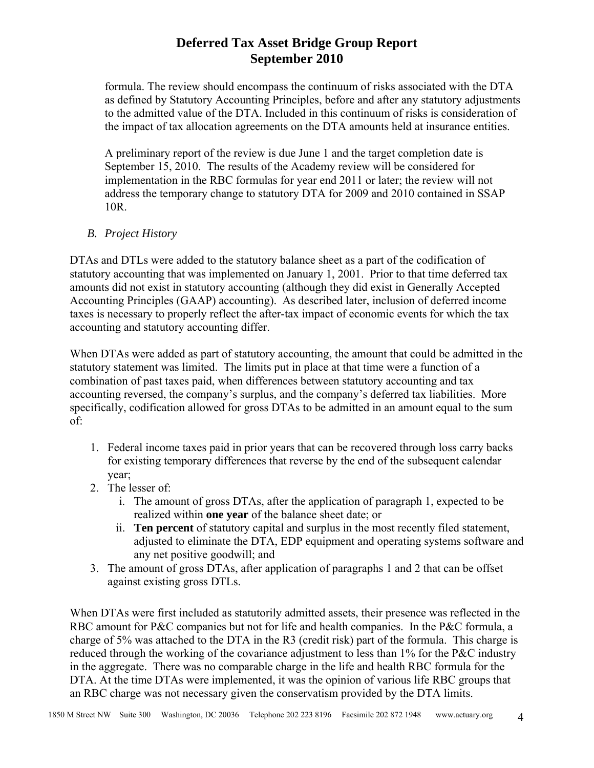formula. The review should encompass the continuum of risks associated with the DTA as defined by Statutory Accounting Principles, before and after any statutory adjustments to the admitted value of the DTA. Included in this continuum of risks is consideration of the impact of tax allocation agreements on the DTA amounts held at insurance entities.

A preliminary report of the review is due June 1 and the target completion date is September 15, 2010. The results of the Academy review will be considered for implementation in the RBC formulas for year end 2011 or later; the review will not address the temporary change to statutory DTA for 2009 and 2010 contained in SSAP 10R.

### *B. Project History*

DTAs and DTLs were added to the statutory balance sheet as a part of the codification of statutory accounting that was implemented on January 1, 2001. Prior to that time deferred tax amounts did not exist in statutory accounting (although they did exist in Generally Accepted Accounting Principles (GAAP) accounting). As described later, inclusion of deferred income taxes is necessary to properly reflect the after-tax impact of economic events for which the tax accounting and statutory accounting differ.

When DTAs were added as part of statutory accounting, the amount that could be admitted in the statutory statement was limited. The limits put in place at that time were a function of a combination of past taxes paid, when differences between statutory accounting and tax accounting reversed, the company's surplus, and the company's deferred tax liabilities. More specifically, codification allowed for gross DTAs to be admitted in an amount equal to the sum of:

1. Federal income taxes paid in prior years that can be recovered through loss carry backs for existing temporary differences that reverse by the end of the subsequent calendar year;
2. The lesser of:
   i. The amount of gross DTAs, after the application of paragraph 1, expected to be realized within **one year** of the balance sheet date; or
   ii. **Ten percent** of statutory capital and surplus in the most recently filed statement, adjusted to eliminate the DTA, EDP equipment and operating systems software and any net positive goodwill; and
3. The amount of gross DTAs, after application of paragraphs 1 and 2 that can be offset against existing gross DTLs.

When DTAs were first included as statutorily admitted assets, their presence was reflected in the RBC amount for P&C companies but not for life and health companies. In the P&C formula, a charge of 5% was attached to the DTA in the R3 (credit risk) part of the formula. This charge is reduced through the working of the covariance adjustment to less than 1% for the P&C industry in the aggregate. There was no comparable charge in the life and health RBC formula for the DTA. At the time DTAs were implemented, it was the opinion of various life RBC groups that an RBC charge was not necessary given the conservatism provided by the DTA limits.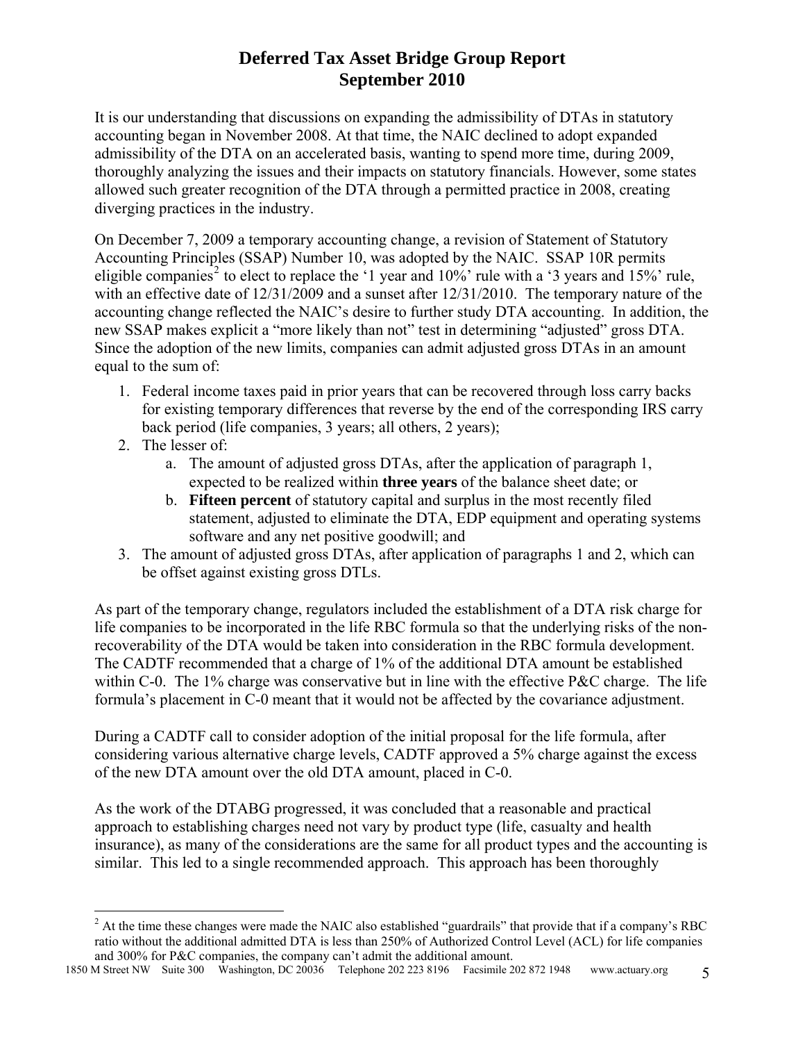# Deferred Tax Asset Bridge Group Report
# September 2010

It is our understanding that discussions on expanding the admissibility of DTAs in statutory accounting began in November 2008. At that time, the NAIC declined to adopt expanded admissibility of the DTA on an accelerated basis, wanting to spend more time, during 2009, thoroughly analyzing the issues and their impacts on statutory financials. However, some states allowed such greater recognition of the DTA through a permitted practice in 2008, creating diverging practices in the industry.

On December 7, 2009 a temporary accounting change, a revision of Statement of Statutory Accounting Principles (SSAP) Number 10, was adopted by the NAIC. SSAP 10R permits eligible companies[2] to elect to replace the '1 year and 10%' rule with a '3 years and 15%' rule, with an effective date of 12/31/2009 and a sunset after 12/31/2010. The temporary nature of the accounting change reflected the NAIC's desire to further study DTA accounting. In addition, the new SSAP makes explicit a "more likely than not" test in determining "adjusted" gross DTA. Since the adoption of the new limits, companies can admit adjusted gross DTAs in an amount equal to the sum of:

1. Federal income taxes paid in prior years that can be recovered through loss carry backs for existing temporary differences that reverse by the end of the corresponding IRS carry back period (life companies, 3 years; all others, 2 years);
2. The lesser of:
    a. The amount of adjusted gross DTAs, after the application of paragraph 1, expected to be realized within **three years** of the balance sheet date; or
    b. **Fifteen percent** of statutory capital and surplus in the most recently filed statement, adjusted to eliminate the DTA, EDP equipment and operating systems software and any net positive goodwill; and
3. The amount of adjusted gross DTAs, after application of paragraphs 1 and 2, which can be offset against existing gross DTLs.

As part of the temporary change, regulators included the establishment of a DTA risk charge for life companies to be incorporated in the life RBC formula so that the underlying risks of the non-recoverability of the DTA would be taken into consideration in the RBC formula development. The CADTF recommended that a charge of 1% of the additional DTA amount be established within C-0. The 1% charge was conservative but in line with the effective P&C charge. The life formula's placement in C-0 meant that it would not be affected by the covariance adjustment.

During a CADTF call to consider adoption of the initial proposal for the life formula, after considering various alternative charge levels, CADTF approved a 5% charge against the excess of the new DTA amount over the old DTA amount, placed in C-0.

As the work of the DTABG progressed, it was concluded that a reasonable and practical approach to establishing charges need not vary by product type (life, casualty and health insurance), as many of the considerations are the same for all product types and the accounting is similar. This led to a single recommended approach. This approach has been thoroughly

[2] At the time these changes were made the NAIC also established "guardrails" that provide that if a company's RBC ratio without the additional admitted DTA is less than 250% of Authorized Control Level (ACL) for life companies and 300% for P&C companies, the company can't admit the additional amount.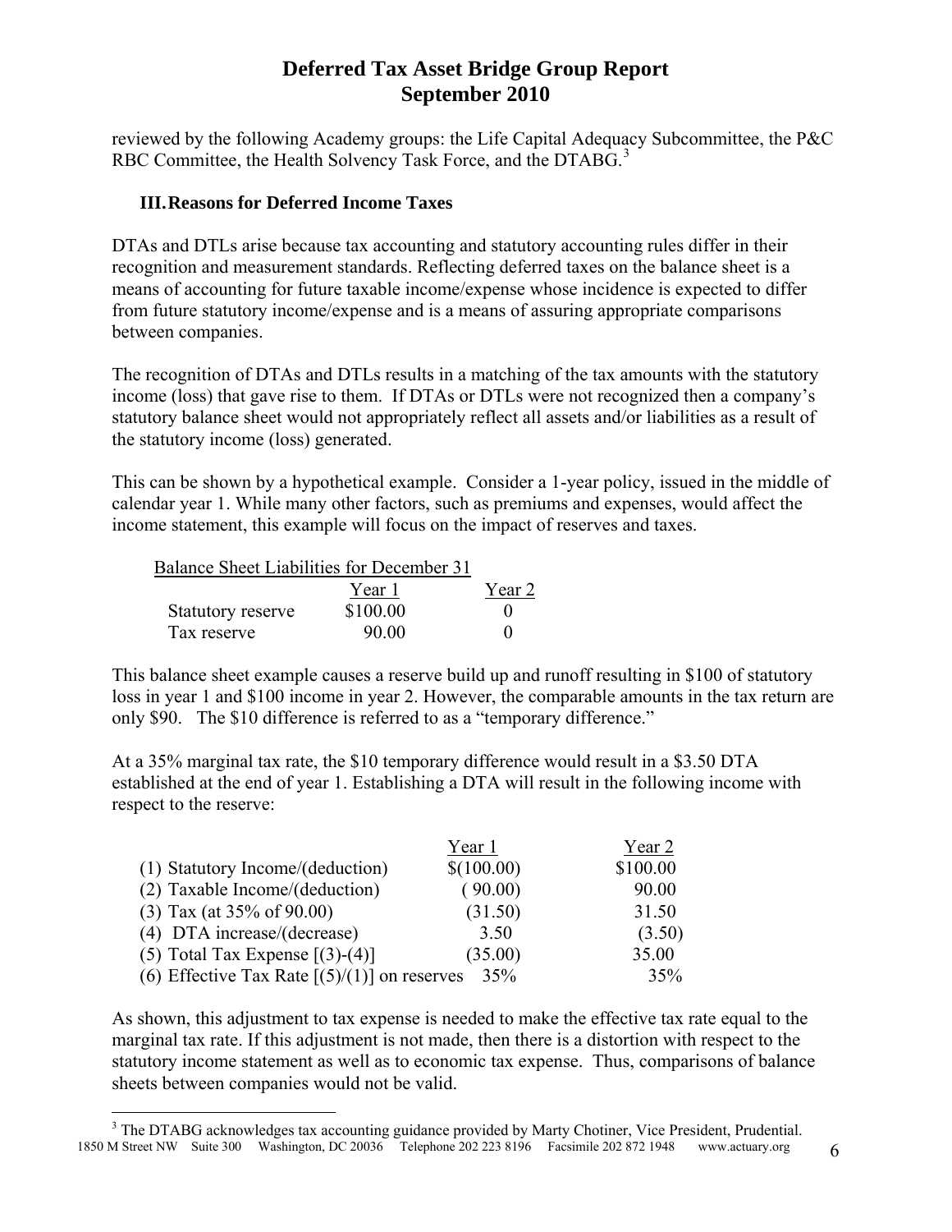reviewed by the following Academy groups: the Life Capital Adequacy Subcommittee, the P&C RBC Committee, the Health Solvency Task Force, and the DTABG.[3]

### III. Reasons for Deferred Income Taxes

DTAs and DTLs arise because tax accounting and statutory accounting rules differ in their recognition and measurement standards. Reflecting deferred taxes on the balance sheet is a means of accounting for future taxable income/expense whose incidence is expected to differ from future statutory income/expense and is a means of assuring appropriate comparisons between companies.

The recognition of DTAs and DTLs results in a matching of the tax amounts with the statutory income (loss) that gave rise to them. If DTAs or DTLs were not recognized then a company's statutory balance sheet would not appropriately reflect all assets and/or liabilities as a result of the statutory income (loss) generated.

This can be shown by a hypothetical example. Consider a 1-year policy, issued in the middle of calendar year 1. While many other factors, such as premiums and expenses, would affect the income statement, this example will focus on the impact of reserves and taxes.

| Balance Sheet Liabilities for December 31 | Year 1 | Year 2 |
|---|---|---|
| Statutory reserve | \$100.00 | 0 |
| Tax reserve | 90.00 | 0 |

This balance sheet example causes a reserve build up and runoff resulting in \$100 of statutory loss in year 1 and \$100 income in year 2. However, the comparable amounts in the tax return are only \$90. The \$10 difference is referred to as a "temporary difference."

At a 35% marginal tax rate, the \$10 temporary difference would result in a \$3.50 DTA established at the end of year 1. Establishing a DTA will result in the following income with respect to the reserve:

| | Year 1 | Year 2 |
|---|---|---|
| (1) Statutory Income/(deduction) | \$(100.00) | \$100.00 |
| (2) Taxable Income/(deduction) | ( 90.00) | 90.00 |
| (3) Tax (at 35% of 90.00) | (31.50) | 31.50 |
| (4) DTA increase/(decrease) | 3.50 | (3.50) |
| (5) Total Tax Expense [(3)-(4)] | (35.00) | 35.00 |
| (6) Effective Tax Rate [(5)/(1)] on reserves | 35% | 35% |

As shown, this adjustment to tax expense is needed to make the effective tax rate equal to the marginal tax rate. If this adjustment is not made, then there is a distortion with respect to the statutory income statement as well as to economic tax expense. Thus, comparisons of balance sheets between companies would not be valid.

[3] The DTABG acknowledges tax accounting guidance provided by Marty Chotiner, Vice President, Prudential.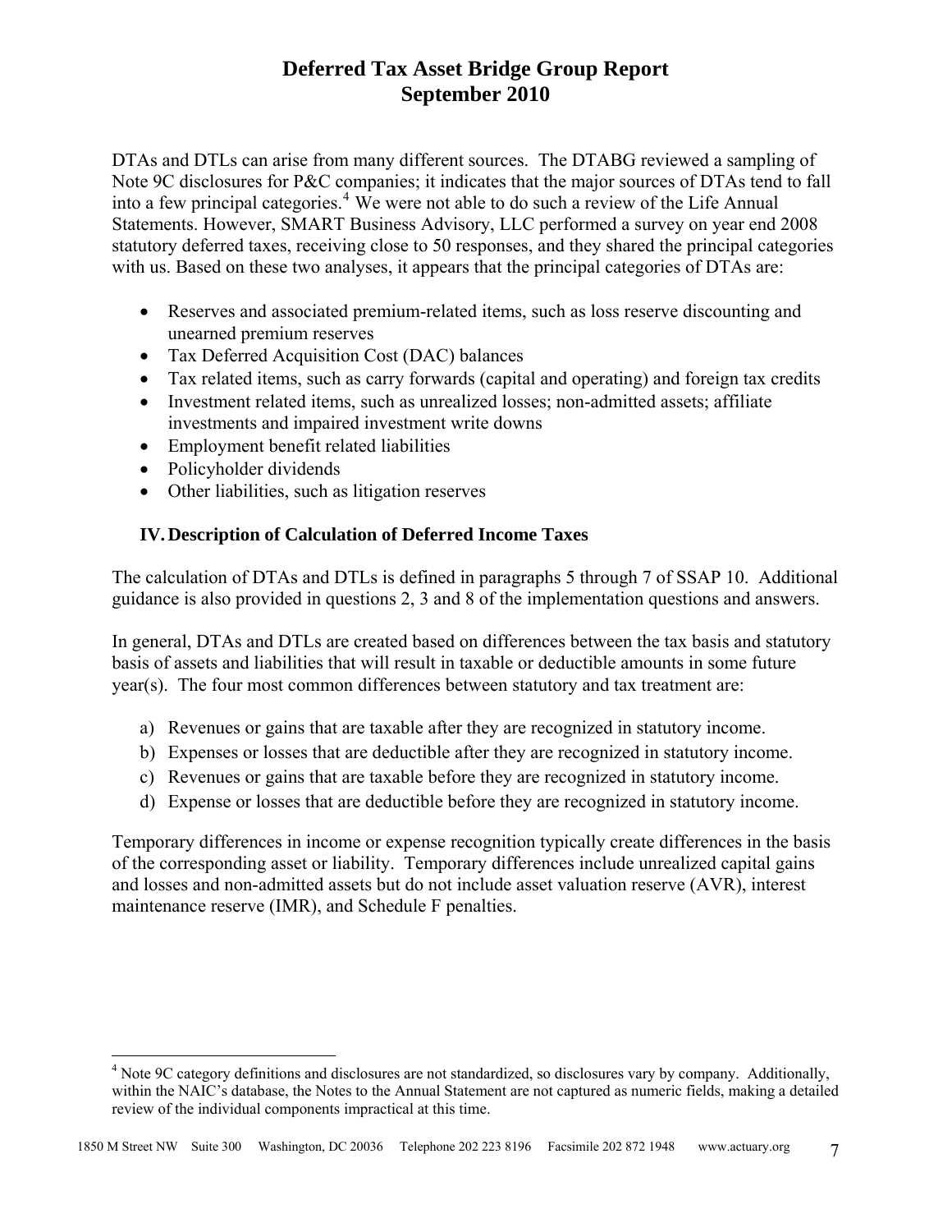DTAs and DTLs can arise from many different sources. The DTABG reviewed a sampling of Note 9C disclosures for P&C companies; it indicates that the major sources of DTAs tend to fall into a few principal categories.[4] We were not able to do such a review of the Life Annual Statements. However, SMART Business Advisory, LLC performed a survey on year end 2008 statutory deferred taxes, receiving close to 50 responses, and they shared the principal categories with us. Based on these two analyses, it appears that the principal categories of DTAs are:

- Reserves and associated premium-related items, such as loss reserve discounting and unearned premium reserves
- Tax Deferred Acquisition Cost (DAC) balances
- Tax related items, such as carry forwards (capital and operating) and foreign tax credits
- Investment related items, such as unrealized losses; non-admitted assets; affiliate investments and impaired investment write downs
- Employment benefit related liabilities
- Policyholder dividends
- Other liabilities, such as litigation reserves

## IV. Description of Calculation of Deferred Income Taxes

The calculation of DTAs and DTLs is defined in paragraphs 5 through 7 of SSAP 10. Additional guidance is also provided in questions 2, 3 and 8 of the implementation questions and answers.

In general, DTAs and DTLs are created based on differences between the tax basis and statutory basis of assets and liabilities that will result in taxable or deductible amounts in some future year(s). The four most common differences between statutory and tax treatment are:

a) Revenues or gains that are taxable after they are recognized in statutory income.
b) Expenses or losses that are deductible after they are recognized in statutory income.
c) Revenues or gains that are taxable before they are recognized in statutory income.
d) Expense or losses that are deductible before they are recognized in statutory income.

Temporary differences in income or expense recognition typically create differences in the basis of the corresponding asset or liability. Temporary differences include unrealized capital gains and losses and non-admitted assets but do not include asset valuation reserve (AVR), interest maintenance reserve (IMR), and Schedule F penalties.

[4] Note 9C category definitions and disclosures are not standardized, so disclosures vary by company. Additionally, within the NAIC's database, the Notes to the Annual Statement are not captured as numeric fields, making a detailed review of the individual components impractical at this time.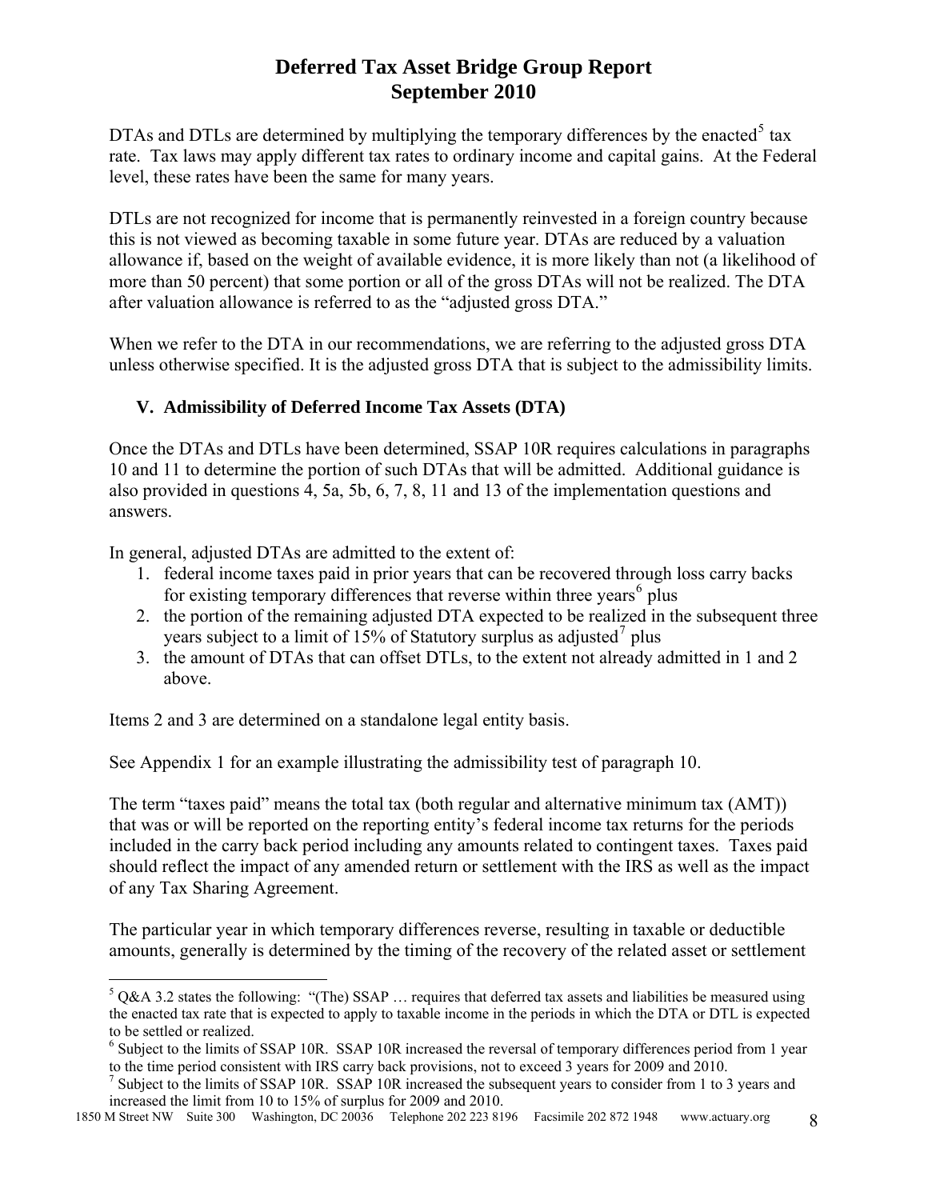DTAs and DTLs are determined by multiplying the temporary differences by the enacted[5] tax rate. Tax laws may apply different tax rates to ordinary income and capital gains. At the Federal level, these rates have been the same for many years.

DTLs are not recognized for income that is permanently reinvested in a foreign country because this is not viewed as becoming taxable in some future year. DTAs are reduced by a valuation allowance if, based on the weight of available evidence, it is more likely than not (a likelihood of more than 50 percent) that some portion or all of the gross DTAs will not be realized. The DTA after valuation allowance is referred to as the "adjusted gross DTA."

When we refer to the DTA in our recommendations, we are referring to the adjusted gross DTA unless otherwise specified. It is the adjusted gross DTA that is subject to the admissibility limits.

## V. Admissibility of Deferred Income Tax Assets (DTA)

Once the DTAs and DTLs have been determined, SSAP 10R requires calculations in paragraphs 10 and 11 to determine the portion of such DTAs that will be admitted. Additional guidance is also provided in questions 4, 5a, 5b, 6, 7, 8, 11 and 13 of the implementation questions and answers.

In general, adjusted DTAs are admitted to the extent of:

1. federal income taxes paid in prior years that can be recovered through loss carry backs for existing temporary differences that reverse within three years[6] plus
2. the portion of the remaining adjusted DTA expected to be realized in the subsequent three years subject to a limit of 15% of Statutory surplus as adjusted[7] plus
3. the amount of DTAs that can offset DTLs, to the extent not already admitted in 1 and 2 above.

Items 2 and 3 are determined on a standalone legal entity basis.

See Appendix 1 for an example illustrating the admissibility test of paragraph 10.

The term "taxes paid" means the total tax (both regular and alternative minimum tax (AMT)) that was or will be reported on the reporting entity's federal income tax returns for the periods included in the carry back period including any amounts related to contingent taxes. Taxes paid should reflect the impact of any amended return or settlement with the IRS as well as the impact of any Tax Sharing Agreement.

The particular year in which temporary differences reverse, resulting in taxable or deductible amounts, generally is determined by the timing of the recovery of the related asset or settlement

---

[5] Q&A 3.2 states the following: "(The) SSAP … requires that deferred tax assets and liabilities be measured using the enacted tax rate that is expected to apply to taxable income in the periods in which the DTA or DTL is expected to be settled or realized.

[6] Subject to the limits of SSAP 10R. SSAP 10R increased the reversal of temporary differences period from 1 year to the time period consistent with IRS carry back provisions, not to exceed 3 years for 2009 and 2010.

[7] Subject to the limits of SSAP 10R. SSAP 10R increased the subsequent years to consider from 1 to 3 years and increased the limit from 10 to 15% of surplus for 2009 and 2010.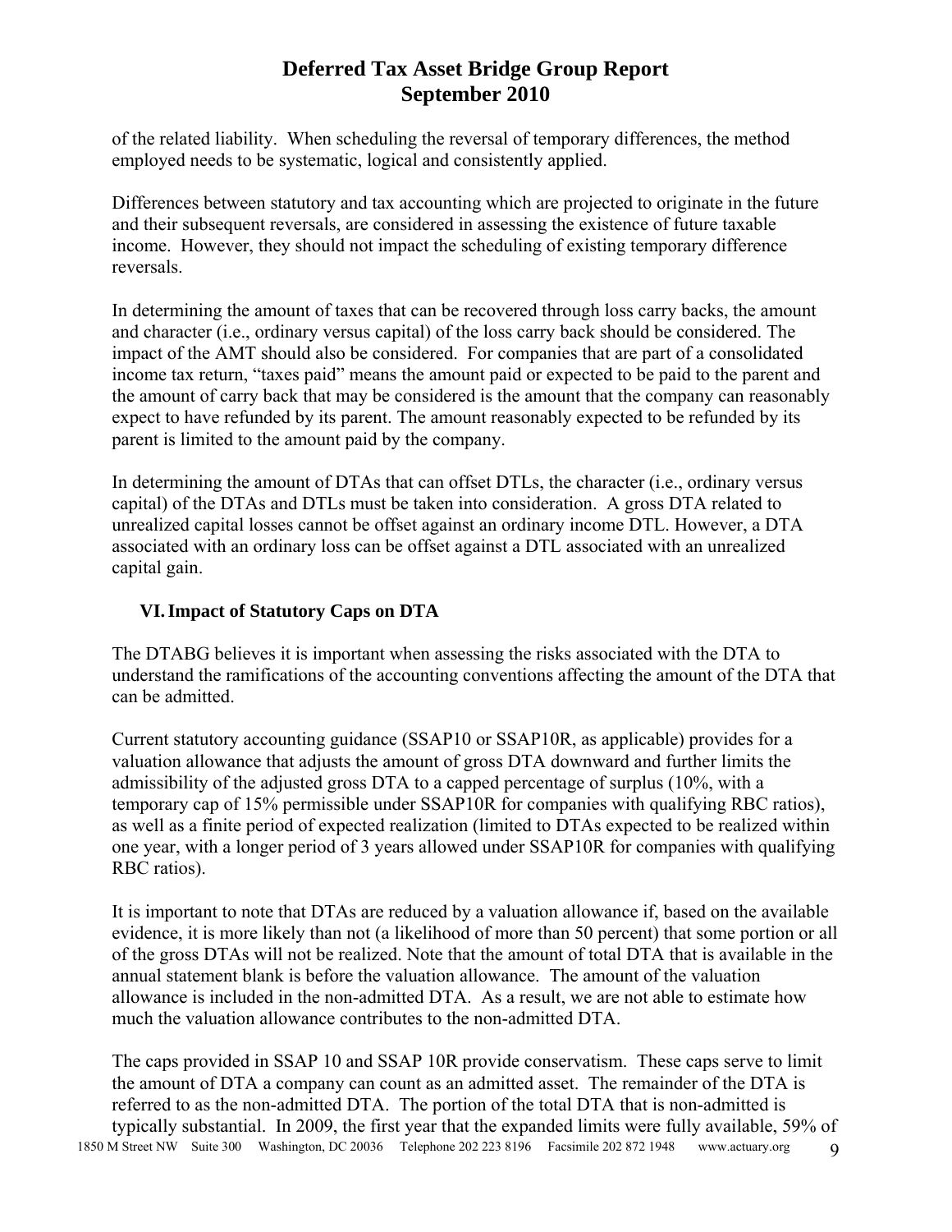of the related liability. When scheduling the reversal of temporary differences, the method employed needs to be systematic, logical and consistently applied.

Differences between statutory and tax accounting which are projected to originate in the future and their subsequent reversals, are considered in assessing the existence of future taxable income. However, they should not impact the scheduling of existing temporary difference reversals.

In determining the amount of taxes that can be recovered through loss carry backs, the amount and character (i.e., ordinary versus capital) of the loss carry back should be considered. The impact of the AMT should also be considered. For companies that are part of a consolidated income tax return, "taxes paid" means the amount paid or expected to be paid to the parent and the amount of carry back that may be considered is the amount that the company can reasonably expect to have refunded by its parent. The amount reasonably expected to be refunded by its parent is limited to the amount paid by the company.

In determining the amount of DTAs that can offset DTLs, the character (i.e., ordinary versus capital) of the DTAs and DTLs must be taken into consideration. A gross DTA related to unrealized capital losses cannot be offset against an ordinary income DTL. However, a DTA associated with an ordinary loss can be offset against a DTL associated with an unrealized capital gain.

## VI. Impact of Statutory Caps on DTA

The DTABG believes it is important when assessing the risks associated with the DTA to understand the ramifications of the accounting conventions affecting the amount of the DTA that can be admitted.

Current statutory accounting guidance (SSAP10 or SSAP10R, as applicable) provides for a valuation allowance that adjusts the amount of gross DTA downward and further limits the admissibility of the adjusted gross DTA to a capped percentage of surplus (10%, with a temporary cap of 15% permissible under SSAP10R for companies with qualifying RBC ratios), as well as a finite period of expected realization (limited to DTAs expected to be realized within one year, with a longer period of 3 years allowed under SSAP10R for companies with qualifying RBC ratios).

It is important to note that DTAs are reduced by a valuation allowance if, based on the available evidence, it is more likely than not (a likelihood of more than 50 percent) that some portion or all of the gross DTAs will not be realized. Note that the amount of total DTA that is available in the annual statement blank is before the valuation allowance. The amount of the valuation allowance is included in the non-admitted DTA. As a result, we are not able to estimate how much the valuation allowance contributes to the non-admitted DTA.

The caps provided in SSAP 10 and SSAP 10R provide conservatism. These caps serve to limit the amount of DTA a company can count as an admitted asset. The remainder of the DTA is referred to as the non-admitted DTA. The portion of the total DTA that is non-admitted is typically substantial. In 2009, the first year that the expanded limits were fully available, 59% of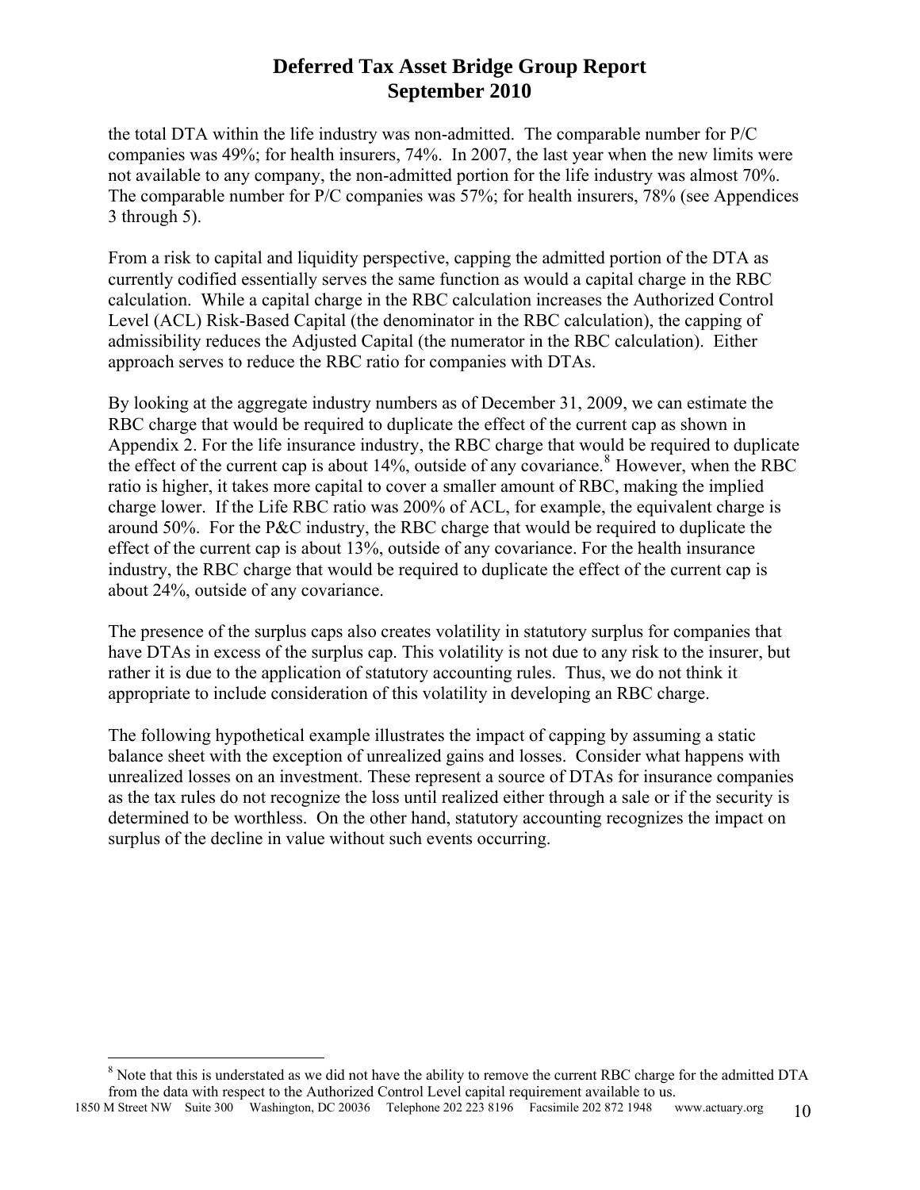the total DTA within the life industry was non-admitted. The comparable number for P/C companies was 49%; for health insurers, 74%. In 2007, the last year when the new limits were not available to any company, the non-admitted portion for the life industry was almost 70%. The comparable number for P/C companies was 57%; for health insurers, 78% (see Appendices 3 through 5).

From a risk to capital and liquidity perspective, capping the admitted portion of the DTA as currently codified essentially serves the same function as would a capital charge in the RBC calculation. While a capital charge in the RBC calculation increases the Authorized Control Level (ACL) Risk-Based Capital (the denominator in the RBC calculation), the capping of admissibility reduces the Adjusted Capital (the numerator in the RBC calculation). Either approach serves to reduce the RBC ratio for companies with DTAs.

By looking at the aggregate industry numbers as of December 31, 2009, we can estimate the RBC charge that would be required to duplicate the effect of the current cap as shown in Appendix 2. For the life insurance industry, the RBC charge that would be required to duplicate the effect of the current cap is about 14%, outside of any covariance.[8] However, when the RBC ratio is higher, it takes more capital to cover a smaller amount of RBC, making the implied charge lower. If the Life RBC ratio was 200% of ACL, for example, the equivalent charge is around 50%. For the P&C industry, the RBC charge that would be required to duplicate the effect of the current cap is about 13%, outside of any covariance. For the health insurance industry, the RBC charge that would be required to duplicate the effect of the current cap is about 24%, outside of any covariance.

The presence of the surplus caps also creates volatility in statutory surplus for companies that have DTAs in excess of the surplus cap. This volatility is not due to any risk to the insurer, but rather it is due to the application of statutory accounting rules. Thus, we do not think it appropriate to include consideration of this volatility in developing an RBC charge.

The following hypothetical example illustrates the impact of capping by assuming a static balance sheet with the exception of unrealized gains and losses. Consider what happens with unrealized losses on an investment. These represent a source of DTAs for insurance companies as the tax rules do not recognize the loss until realized either through a sale or if the security is determined to be worthless. On the other hand, statutory accounting recognizes the impact on surplus of the decline in value without such events occurring.

[8] Note that this is understated as we did not have the ability to remove the current RBC charge for the admitted DTA from the data with respect to the Authorized Control Level capital requirement available to us.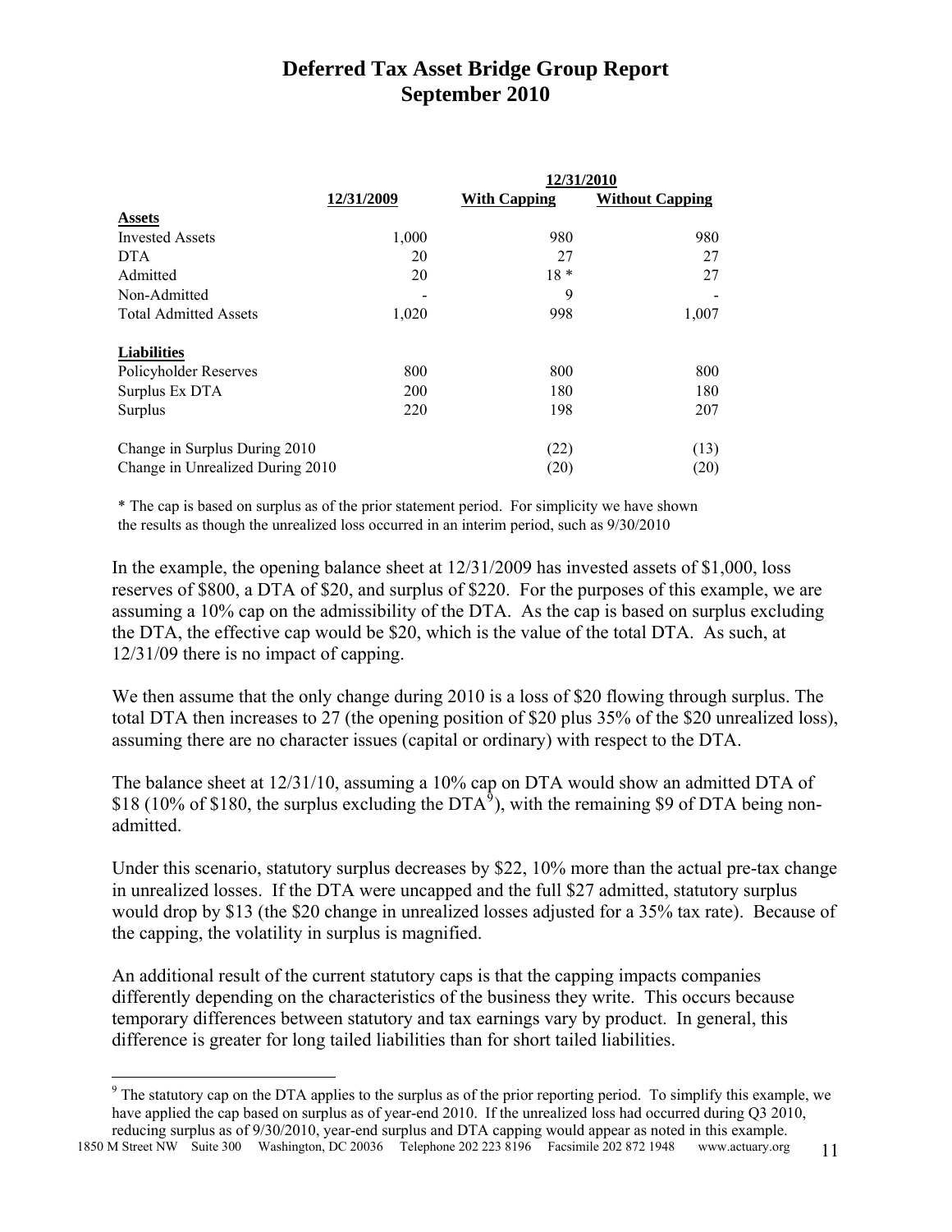| | 12/31/2009 | 12/31/2010 With Capping | 12/31/2010 Without Capping |
|---|---|---|---|
| **Assets** | | | |
| Invested Assets | 1,000 | 980 | 980 |
| DTA | 20 | 27 | 27 |
| Admitted | 20 | 18 * | 27 |
| Non-Admitted | - | 9 | - |
| Total Admitted Assets | 1,020 | 998 | 1,007 |
| | | | |
| **Liabilities** | | | |
| Policyholder Reserves | 800 | 800 | 800 |
| Surplus Ex DTA | 200 | 180 | 180 |
| Surplus | 220 | 198 | 207 |
| | | | |
| Change in Surplus During 2010 | | (22) | (13) |
| Change in Unrealized During 2010 | | (20) | (20) |

\* The cap is based on surplus as of the prior statement period. For simplicity we have shown the results as though the unrealized loss occurred in an interim period, such as 9/30/2010

In the example, the opening balance sheet at 12/31/2009 has invested assets of $1,000, loss reserves of $800, a DTA of $20, and surplus of $220. For the purposes of this example, we are assuming a 10% cap on the admissibility of the DTA. As the cap is based on surplus excluding the DTA, the effective cap would be $20, which is the value of the total DTA. As such, at 12/31/09 there is no impact of capping.

We then assume that the only change during 2010 is a loss of $20 flowing through surplus. The total DTA then increases to 27 (the opening position of $20 plus 35% of the $20 unrealized loss), assuming there are no character issues (capital or ordinary) with respect to the DTA.

The balance sheet at 12/31/10, assuming a 10% cap on DTA would show an admitted DTA of $18 (10% of $180, the surplus excluding the DTA[9]), with the remaining $9 of DTA being non-admitted.

Under this scenario, statutory surplus decreases by $22, 10% more than the actual pre-tax change in unrealized losses. If the DTA were uncapped and the full $27 admitted, statutory surplus would drop by $13 (the $20 change in unrealized losses adjusted for a 35% tax rate). Because of the capping, the volatility in surplus is magnified.

An additional result of the current statutory caps is that the capping impacts companies differently depending on the characteristics of the business they write. This occurs because temporary differences between statutory and tax earnings vary by product. In general, this difference is greater for long tailed liabilities than for short tailed liabilities.

[9] The statutory cap on the DTA applies to the surplus as of the prior reporting period. To simplify this example, we have applied the cap based on surplus as of year-end 2010. If the unrealized loss had occurred during Q3 2010, reducing surplus as of 9/30/2010, year-end surplus and DTA capping would appear as noted in this example.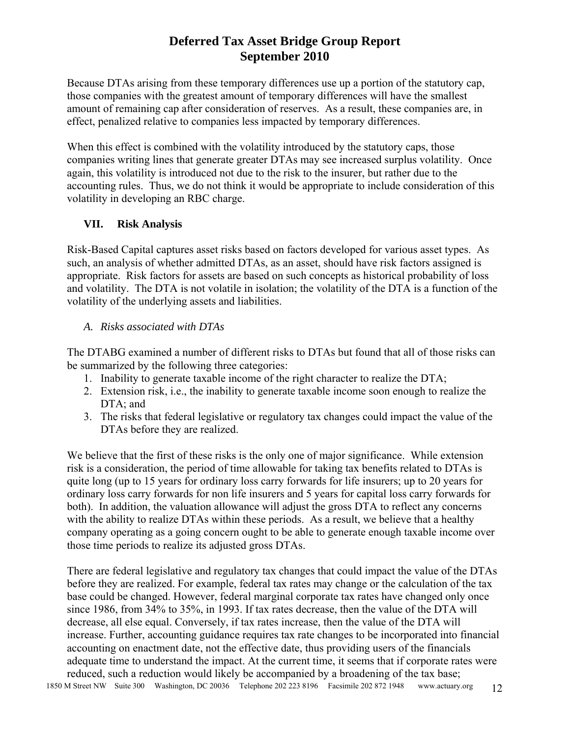Because DTAs arising from these temporary differences use up a portion of the statutory cap, those companies with the greatest amount of temporary differences will have the smallest amount of remaining cap after consideration of reserves. As a result, these companies are, in effect, penalized relative to companies less impacted by temporary differences.

When this effect is combined with the volatility introduced by the statutory caps, those companies writing lines that generate greater DTAs may see increased surplus volatility. Once again, this volatility is introduced not due to the risk to the insurer, but rather due to the accounting rules. Thus, we do not think it would be appropriate to include consideration of this volatility in developing an RBC charge.

## VII. Risk Analysis

Risk-Based Capital captures asset risks based on factors developed for various asset types. As such, an analysis of whether admitted DTAs, as an asset, should have risk factors assigned is appropriate. Risk factors for assets are based on such concepts as historical probability of loss and volatility. The DTA is not volatile in isolation; the volatility of the DTA is a function of the volatility of the underlying assets and liabilities.

### *A. Risks associated with DTAs*

The DTABG examined a number of different risks to DTAs but found that all of those risks can be summarized by the following three categories:

1. Inability to generate taxable income of the right character to realize the DTA;
2. Extension risk, i.e., the inability to generate taxable income soon enough to realize the DTA; and
3. The risks that federal legislative or regulatory tax changes could impact the value of the DTAs before they are realized.

We believe that the first of these risks is the only one of major significance. While extension risk is a consideration, the period of time allowable for taking tax benefits related to DTAs is quite long (up to 15 years for ordinary loss carry forwards for life insurers; up to 20 years for ordinary loss carry forwards for non life insurers and 5 years for capital loss carry forwards for both). In addition, the valuation allowance will adjust the gross DTA to reflect any concerns with the ability to realize DTAs within these periods. As a result, we believe that a healthy company operating as a going concern ought to be able to generate enough taxable income over those time periods to realize its adjusted gross DTAs.

There are federal legislative and regulatory tax changes that could impact the value of the DTAs before they are realized. For example, federal tax rates may change or the calculation of the tax base could be changed. However, federal marginal corporate tax rates have changed only once since 1986, from 34% to 35%, in 1993. If tax rates decrease, then the value of the DTA will decrease, all else equal. Conversely, if tax rates increase, then the value of the DTA will increase. Further, accounting guidance requires tax rate changes to be incorporated into financial accounting on enactment date, not the effective date, thus providing users of the financials adequate time to understand the impact. At the current time, it seems that if corporate rates were reduced, such a reduction would likely be accompanied by a broadening of the tax base;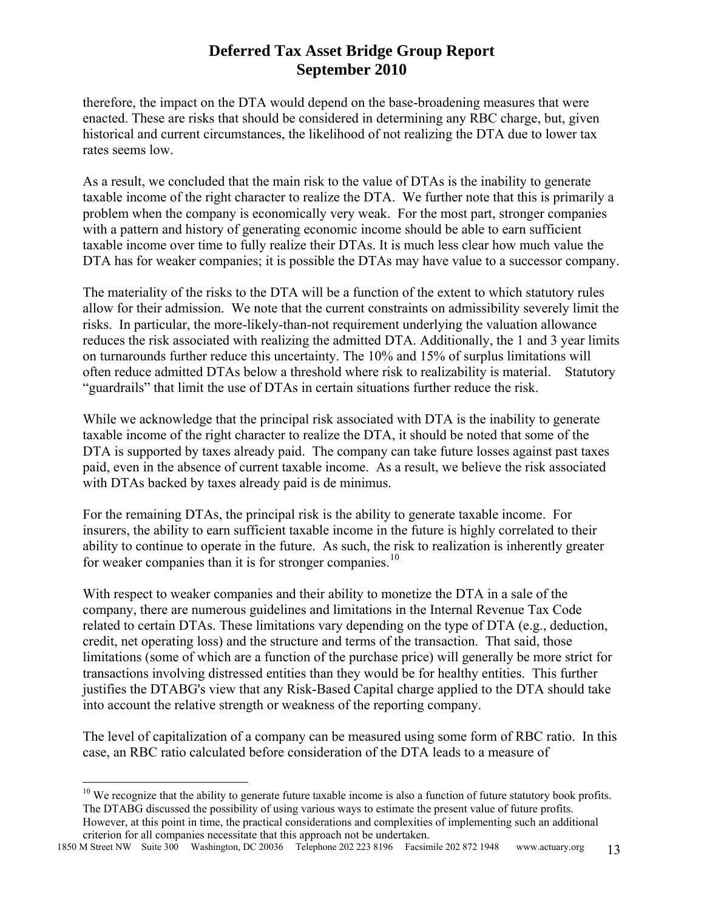therefore, the impact on the DTA would depend on the base-broadening measures that were enacted. These are risks that should be considered in determining any RBC charge, but, given historical and current circumstances, the likelihood of not realizing the DTA due to lower tax rates seems low.

As a result, we concluded that the main risk to the value of DTAs is the inability to generate taxable income of the right character to realize the DTA. We further note that this is primarily a problem when the company is economically very weak. For the most part, stronger companies with a pattern and history of generating economic income should be able to earn sufficient taxable income over time to fully realize their DTAs. It is much less clear how much value the DTA has for weaker companies; it is possible the DTAs may have value to a successor company.

The materiality of the risks to the DTA will be a function of the extent to which statutory rules allow for their admission. We note that the current constraints on admissibility severely limit the risks. In particular, the more-likely-than-not requirement underlying the valuation allowance reduces the risk associated with realizing the admitted DTA. Additionally, the 1 and 3 year limits on turnarounds further reduce this uncertainty. The 10% and 15% of surplus limitations will often reduce admitted DTAs below a threshold where risk to realizability is material. Statutory "guardrails" that limit the use of DTAs in certain situations further reduce the risk.

While we acknowledge that the principal risk associated with DTA is the inability to generate taxable income of the right character to realize the DTA, it should be noted that some of the DTA is supported by taxes already paid. The company can take future losses against past taxes paid, even in the absence of current taxable income. As a result, we believe the risk associated with DTAs backed by taxes already paid is de minimus.

For the remaining DTAs, the principal risk is the ability to generate taxable income. For insurers, the ability to earn sufficient taxable income in the future is highly correlated to their ability to continue to operate in the future. As such, the risk to realization is inherently greater for weaker companies than it is for stronger companies.[10]

With respect to weaker companies and their ability to monetize the DTA in a sale of the company, there are numerous guidelines and limitations in the Internal Revenue Tax Code related to certain DTAs. These limitations vary depending on the type of DTA (e.g., deduction, credit, net operating loss) and the structure and terms of the transaction. That said, those limitations (some of which are a function of the purchase price) will generally be more strict for transactions involving distressed entities than they would be for healthy entities. This further justifies the DTABG's view that any Risk-Based Capital charge applied to the DTA should take into account the relative strength or weakness of the reporting company.

The level of capitalization of a company can be measured using some form of RBC ratio. In this case, an RBC ratio calculated before consideration of the DTA leads to a measure of

---

[10] We recognize that the ability to generate future taxable income is also a function of future statutory book profits. The DTABG discussed the possibility of using various ways to estimate the present value of future profits. However, at this point in time, the practical considerations and complexities of implementing such an additional criterion for all companies necessitate that this approach not be undertaken.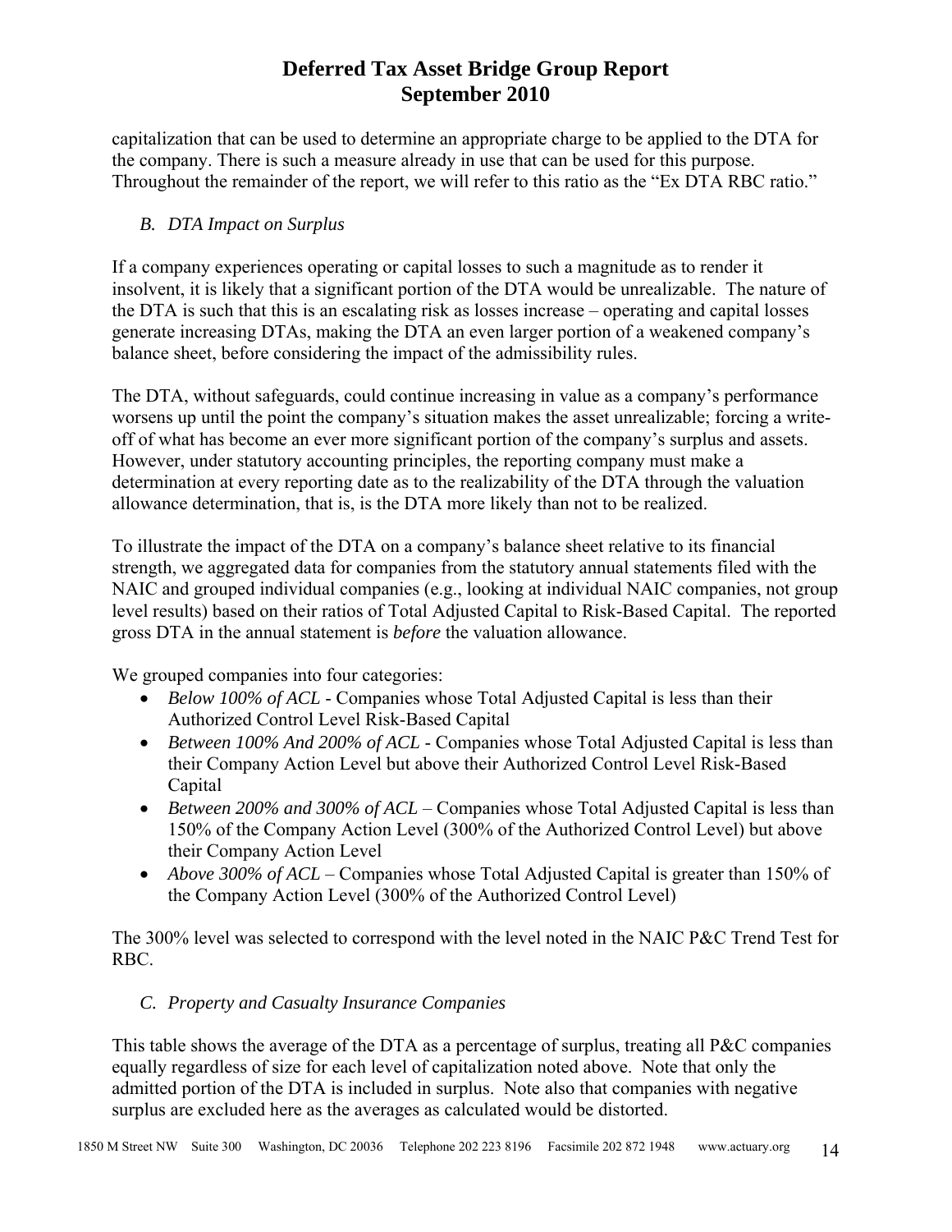capitalization that can be used to determine an appropriate charge to be applied to the DTA for the company. There is such a measure already in use that can be used for this purpose. Throughout the remainder of the report, we will refer to this ratio as the "Ex DTA RBC ratio."

### *B. DTA Impact on Surplus*

If a company experiences operating or capital losses to such a magnitude as to render it insolvent, it is likely that a significant portion of the DTA would be unrealizable. The nature of the DTA is such that this is an escalating risk as losses increase – operating and capital losses generate increasing DTAs, making the DTA an even larger portion of a weakened company's balance sheet, before considering the impact of the admissibility rules.

The DTA, without safeguards, could continue increasing in value as a company's performance worsens up until the point the company's situation makes the asset unrealizable; forcing a write-off of what has become an ever more significant portion of the company's surplus and assets. However, under statutory accounting principles, the reporting company must make a determination at every reporting date as to the realizability of the DTA through the valuation allowance determination, that is, is the DTA more likely than not to be realized.

To illustrate the impact of the DTA on a company's balance sheet relative to its financial strength, we aggregated data for companies from the statutory annual statements filed with the NAIC and grouped individual companies (e.g., looking at individual NAIC companies, not group level results) based on their ratios of Total Adjusted Capital to Risk-Based Capital. The reported gross DTA in the annual statement is *before* the valuation allowance.

We grouped companies into four categories:

- *Below 100% of ACL* - Companies whose Total Adjusted Capital is less than their Authorized Control Level Risk-Based Capital
- *Between 100% And 200% of ACL* - Companies whose Total Adjusted Capital is less than their Company Action Level but above their Authorized Control Level Risk-Based Capital
- *Between 200% and 300% of ACL* – Companies whose Total Adjusted Capital is less than 150% of the Company Action Level (300% of the Authorized Control Level) but above their Company Action Level
- *Above 300% of ACL* – Companies whose Total Adjusted Capital is greater than 150% of the Company Action Level (300% of the Authorized Control Level)

The 300% level was selected to correspond with the level noted in the NAIC P&C Trend Test for RBC.

### *C. Property and Casualty Insurance Companies*

This table shows the average of the DTA as a percentage of surplus, treating all P&C companies equally regardless of size for each level of capitalization noted above. Note that only the admitted portion of the DTA is included in surplus. Note also that companies with negative surplus are excluded here as the averages as calculated would be distorted.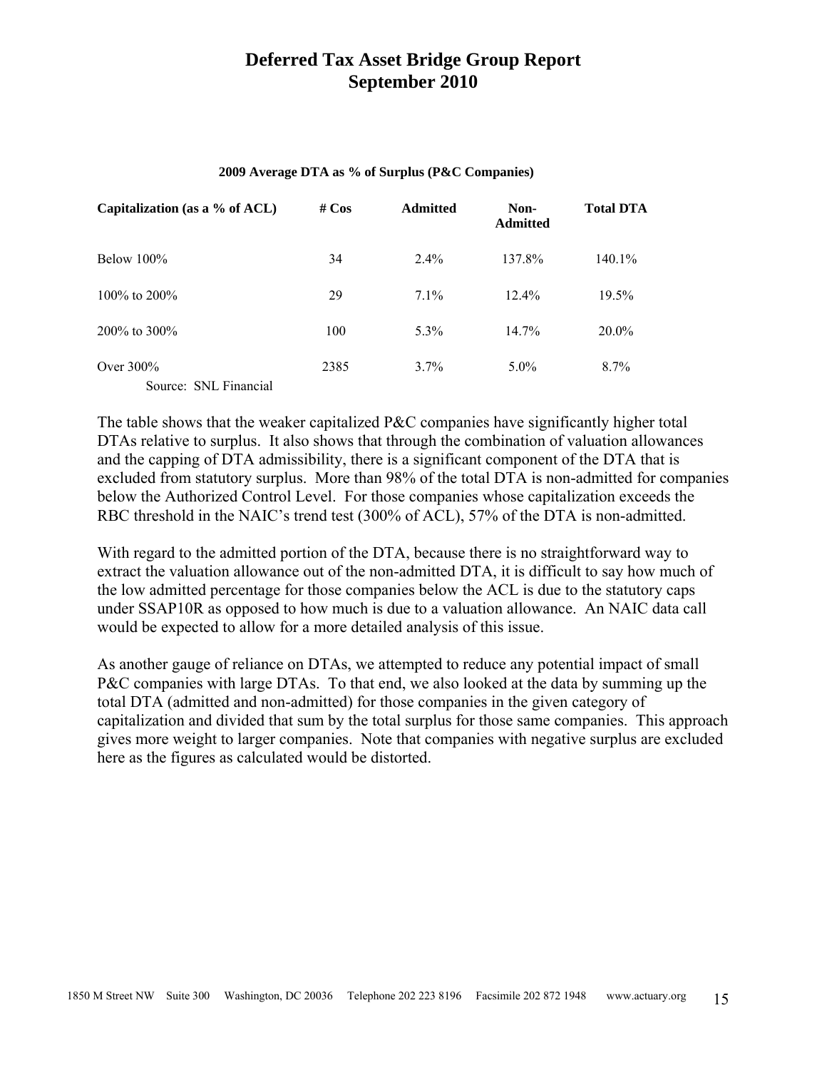# Deferred Tax Asset Bridge Group Report September 2010

**2009 Average DTA as % of Surplus (P&C Companies)**

| Capitalization (as a % of ACL) | # Cos | Admitted | Non-Admitted | Total DTA |
|---|---|---|---|---|
| Below 100% | 34 | 2.4% | 137.8% | 140.1% |
| 100% to 200% | 29 | 7.1% | 12.4% | 19.5% |
| 200% to 300% | 100 | 5.3% | 14.7% | 20.0% |
| Over 300% | 2385 | 3.7% | 5.0% | 8.7% |

Source: SNL Financial

The table shows that the weaker capitalized P&C companies have significantly higher total DTAs relative to surplus. It also shows that through the combination of valuation allowances and the capping of DTA admissibility, there is a significant component of the DTA that is excluded from statutory surplus. More than 98% of the total DTA is non-admitted for companies below the Authorized Control Level. For those companies whose capitalization exceeds the RBC threshold in the NAIC's trend test (300% of ACL), 57% of the DTA is non-admitted.

With regard to the admitted portion of the DTA, because there is no straightforward way to extract the valuation allowance out of the non-admitted DTA, it is difficult to say how much of the low admitted percentage for those companies below the ACL is due to the statutory caps under SSAP10R as opposed to how much is due to a valuation allowance. An NAIC data call would be expected to allow for a more detailed analysis of this issue.

As another gauge of reliance on DTAs, we attempted to reduce any potential impact of small P&C companies with large DTAs. To that end, we also looked at the data by summing up the total DTA (admitted and non-admitted) for those companies in the given category of capitalization and divided that sum by the total surplus for those same companies. This approach gives more weight to larger companies. Note that companies with negative surplus are excluded here as the figures as calculated would be distorted.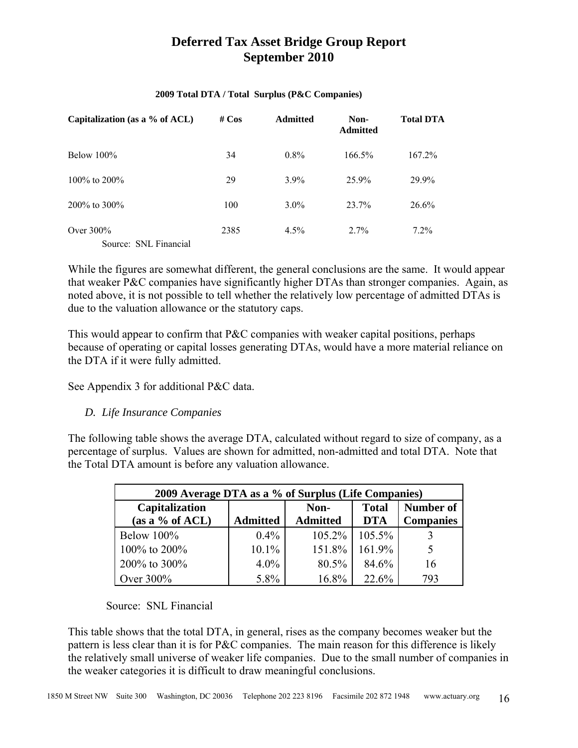**2009 Total DTA / Total Surplus (P&C Companies)**

| Capitalization (as a % of ACL) | # Cos | Admitted | Non-Admitted | Total DTA |
|---|---|---|---|---|
| Below 100% | 34 | 0.8% | 166.5% | 167.2% |
| 100% to 200% | 29 | 3.9% | 25.9% | 29.9% |
| 200% to 300% | 100 | 3.0% | 23.7% | 26.6% |
| Over 300% | 2385 | 4.5% | 2.7% | 7.2% |

Source: SNL Financial

While the figures are somewhat different, the general conclusions are the same. It would appear that weaker P&C companies have significantly higher DTAs than stronger companies. Again, as noted above, it is not possible to tell whether the relatively low percentage of admitted DTAs is due to the valuation allowance or the statutory caps.

This would appear to confirm that P&C companies with weaker capital positions, perhaps because of operating or capital losses generating DTAs, would have a more material reliance on the DTA if it were fully admitted.

See Appendix 3 for additional P&C data.

*D. Life Insurance Companies*

The following table shows the average DTA, calculated without regard to size of company, as a percentage of surplus. Values are shown for admitted, non-admitted and total DTA. Note that the Total DTA amount is before any valuation allowance.

| 2009 Average DTA as a % of Surplus (Life Companies) | | | | |
|---|---|---|---|---|
| Capitalization (as a % of ACL) | Admitted | Non-Admitted | Total DTA | Number of Companies |
| Below 100% | 0.4% | 105.2% | 105.5% | 3 |
| 100% to 200% | 10.1% | 151.8% | 161.9% | 5 |
| 200% to 300% | 4.0% | 80.5% | 84.6% | 16 |
| Over 300% | 5.8% | 16.8% | 22.6% | 793 |

Source: SNL Financial

This table shows that the total DTA, in general, rises as the company becomes weaker but the pattern is less clear than it is for P&C companies. The main reason for this difference is likely the relatively small universe of weaker life companies. Due to the small number of companies in the weaker categories it is difficult to draw meaningful conclusions.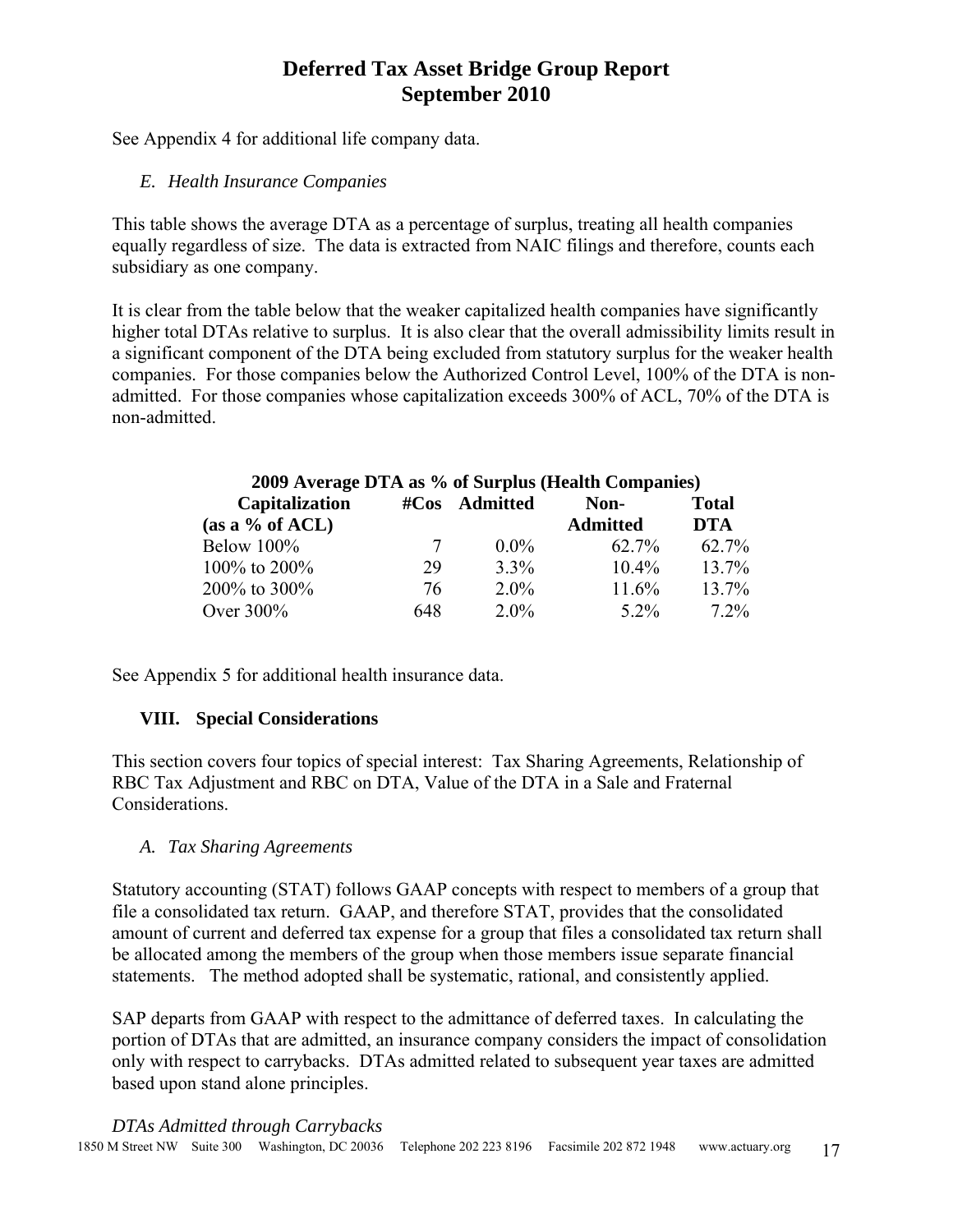See Appendix 4 for additional life company data.

### *E. Health Insurance Companies*

This table shows the average DTA as a percentage of surplus, treating all health companies equally regardless of size. The data is extracted from NAIC filings and therefore, counts each subsidiary as one company.

It is clear from the table below that the weaker capitalized health companies have significantly higher total DTAs relative to surplus. It is also clear that the overall admissibility limits result in a significant component of the DTA being excluded from statutory surplus for the weaker health companies. For those companies below the Authorized Control Level, 100% of the DTA is non-admitted. For those companies whose capitalization exceeds 300% of ACL, 70% of the DTA is non-admitted.

**2009 Average DTA as % of Surplus (Health Companies)**

| Capitalization (as a % of ACL) | #Cos | Admitted | Non-Admitted | Total DTA |
|---|---|---|---|---|
| Below 100% | 7 | 0.0% | 62.7% | 62.7% |
| 100% to 200% | 29 | 3.3% | 10.4% | 13.7% |
| 200% to 300% | 76 | 2.0% | 11.6% | 13.7% |
| Over 300% | 648 | 2.0% | 5.2% | 7.2% |

See Appendix 5 for additional health insurance data.

## VIII. Special Considerations

This section covers four topics of special interest: Tax Sharing Agreements, Relationship of RBC Tax Adjustment and RBC on DTA, Value of the DTA in a Sale and Fraternal Considerations.

### *A. Tax Sharing Agreements*

Statutory accounting (STAT) follows GAAP concepts with respect to members of a group that file a consolidated tax return. GAAP, and therefore STAT, provides that the consolidated amount of current and deferred tax expense for a group that files a consolidated tax return shall be allocated among the members of the group when those members issue separate financial statements. The method adopted shall be systematic, rational, and consistently applied.

SAP departs from GAAP with respect to the admittance of deferred taxes. In calculating the portion of DTAs that are admitted, an insurance company considers the impact of consolidation only with respect to carrybacks. DTAs admitted related to subsequent year taxes are admitted based upon stand alone principles.

*DTAs Admitted through Carrybacks*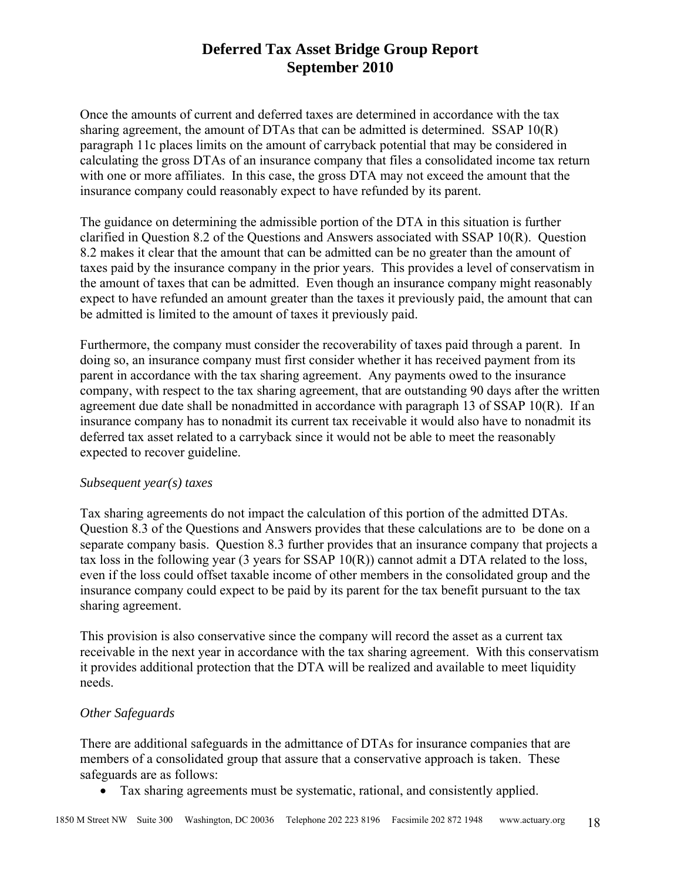Once the amounts of current and deferred taxes are determined in accordance with the tax sharing agreement, the amount of DTAs that can be admitted is determined. SSAP 10(R) paragraph 11c places limits on the amount of carryback potential that may be considered in calculating the gross DTAs of an insurance company that files a consolidated income tax return with one or more affiliates. In this case, the gross DTA may not exceed the amount that the insurance company could reasonably expect to have refunded by its parent.

The guidance on determining the admissible portion of the DTA in this situation is further clarified in Question 8.2 of the Questions and Answers associated with SSAP 10(R). Question 8.2 makes it clear that the amount that can be admitted can be no greater than the amount of taxes paid by the insurance company in the prior years. This provides a level of conservatism in the amount of taxes that can be admitted. Even though an insurance company might reasonably expect to have refunded an amount greater than the taxes it previously paid, the amount that can be admitted is limited to the amount of taxes it previously paid.

Furthermore, the company must consider the recoverability of taxes paid through a parent. In doing so, an insurance company must first consider whether it has received payment from its parent in accordance with the tax sharing agreement. Any payments owed to the insurance company, with respect to the tax sharing agreement, that are outstanding 90 days after the written agreement due date shall be nonadmitted in accordance with paragraph 13 of SSAP 10(R). If an insurance company has to nonadmit its current tax receivable it would also have to nonadmit its deferred tax asset related to a carryback since it would not be able to meet the reasonably expected to recover guideline.

*Subsequent year(s) taxes*

Tax sharing agreements do not impact the calculation of this portion of the admitted DTAs. Question 8.3 of the Questions and Answers provides that these calculations are to be done on a separate company basis. Question 8.3 further provides that an insurance company that projects a tax loss in the following year (3 years for SSAP 10(R)) cannot admit a DTA related to the loss, even if the loss could offset taxable income of other members in the consolidated group and the insurance company could expect to be paid by its parent for the tax benefit pursuant to the tax sharing agreement.

This provision is also conservative since the company will record the asset as a current tax receivable in the next year in accordance with the tax sharing agreement. With this conservatism it provides additional protection that the DTA will be realized and available to meet liquidity needs.

*Other Safeguards*

There are additional safeguards in the admittance of DTAs for insurance companies that are members of a consolidated group that assure that a conservative approach is taken. These safeguards are as follows:

- Tax sharing agreements must be systematic, rational, and consistently applied.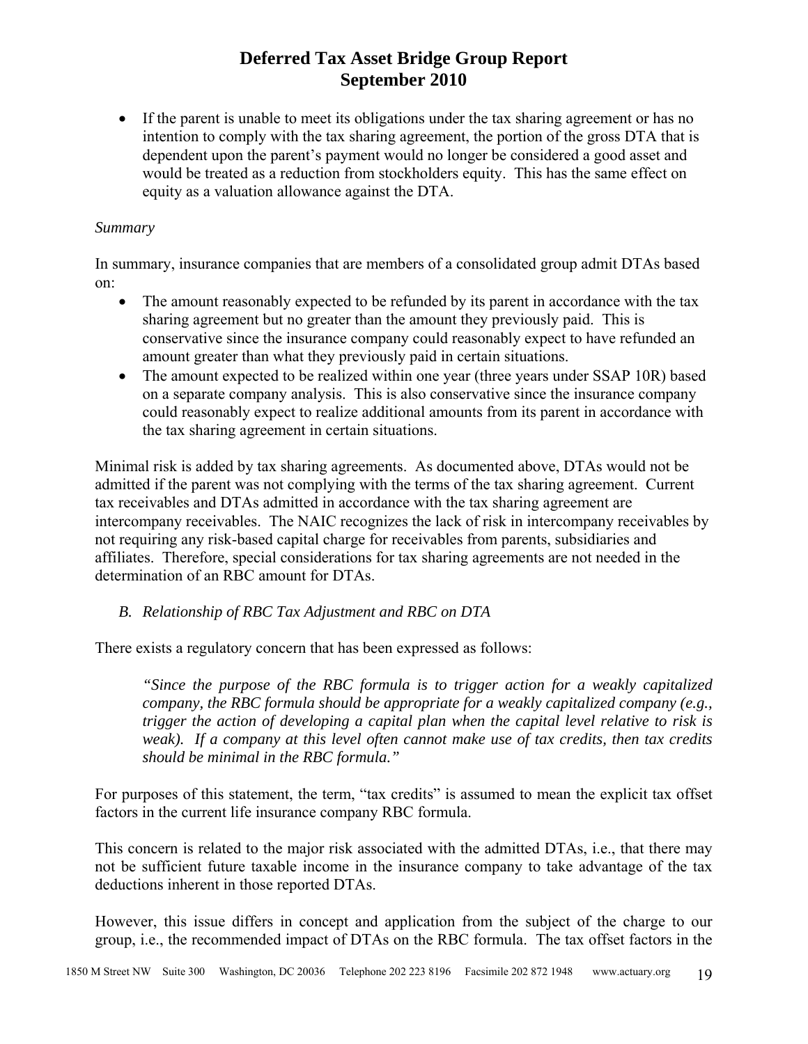- If the parent is unable to meet its obligations under the tax sharing agreement or has no intention to comply with the tax sharing agreement, the portion of the gross DTA that is dependent upon the parent's payment would no longer be considered a good asset and would be treated as a reduction from stockholders equity. This has the same effect on equity as a valuation allowance against the DTA.

*Summary*

In summary, insurance companies that are members of a consolidated group admit DTAs based on:

- The amount reasonably expected to be refunded by its parent in accordance with the tax sharing agreement but no greater than the amount they previously paid. This is conservative since the insurance company could reasonably expect to have refunded an amount greater than what they previously paid in certain situations.
- The amount expected to be realized within one year (three years under SSAP 10R) based on a separate company analysis. This is also conservative since the insurance company could reasonably expect to realize additional amounts from its parent in accordance with the tax sharing agreement in certain situations.

Minimal risk is added by tax sharing agreements. As documented above, DTAs would not be admitted if the parent was not complying with the terms of the tax sharing agreement. Current tax receivables and DTAs admitted in accordance with the tax sharing agreement are intercompany receivables. The NAIC recognizes the lack of risk in intercompany receivables by not requiring any risk-based capital charge for receivables from parents, subsidiaries and affiliates. Therefore, special considerations for tax sharing agreements are not needed in the determination of an RBC amount for DTAs.

### *B. Relationship of RBC Tax Adjustment and RBC on DTA*

There exists a regulatory concern that has been expressed as follows:

> *"Since the purpose of the RBC formula is to trigger action for a weakly capitalized company, the RBC formula should be appropriate for a weakly capitalized company (e.g., trigger the action of developing a capital plan when the capital level relative to risk is weak). If a company at this level often cannot make use of tax credits, then tax credits should be minimal in the RBC formula."*

For purposes of this statement, the term, "tax credits" is assumed to mean the explicit tax offset factors in the current life insurance company RBC formula.

This concern is related to the major risk associated with the admitted DTAs, i.e., that there may not be sufficient future taxable income in the insurance company to take advantage of the tax deductions inherent in those reported DTAs.

However, this issue differs in concept and application from the subject of the charge to our group, i.e., the recommended impact of DTAs on the RBC formula. The tax offset factors in the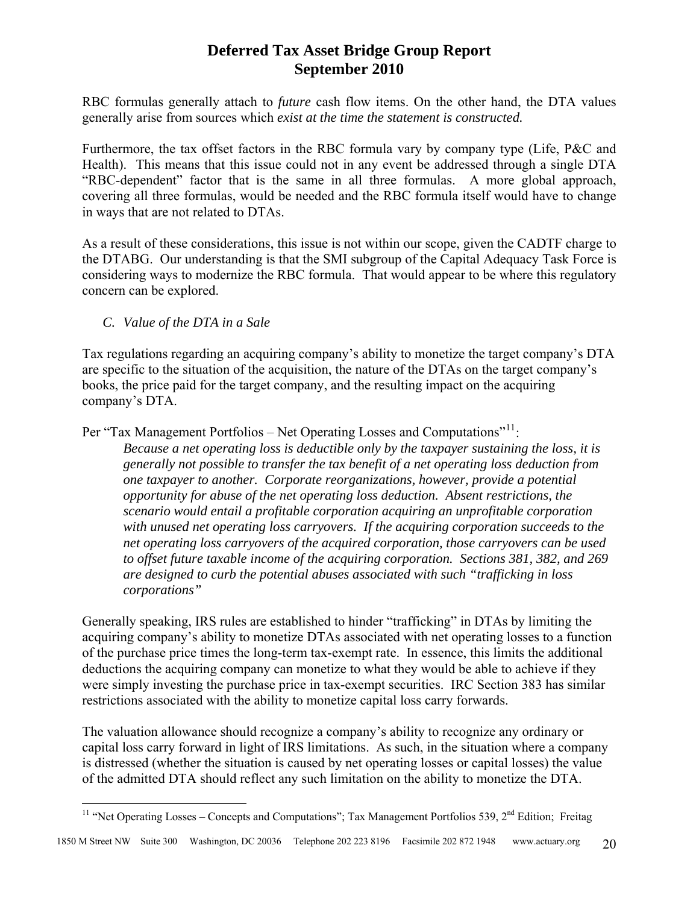RBC formulas generally attach to *future* cash flow items. On the other hand, the DTA values generally arise from sources which *exist at the time the statement is constructed.*

Furthermore, the tax offset factors in the RBC formula vary by company type (Life, P&C and Health). This means that this issue could not in any event be addressed through a single DTA "RBC-dependent" factor that is the same in all three formulas. A more global approach, covering all three formulas, would be needed and the RBC formula itself would have to change in ways that are not related to DTAs.

As a result of these considerations, this issue is not within our scope, given the CADTF charge to the DTABG. Our understanding is that the SMI subgroup of the Capital Adequacy Task Force is considering ways to modernize the RBC formula. That would appear to be where this regulatory concern can be explored.

### *C. Value of the DTA in a Sale*

Tax regulations regarding an acquiring company's ability to monetize the target company's DTA are specific to the situation of the acquisition, the nature of the DTAs on the target company's books, the price paid for the target company, and the resulting impact on the acquiring company's DTA.

Per "Tax Management Portfolios – Net Operating Losses and Computations"[11]:

> *Because a net operating loss is deductible only by the taxpayer sustaining the loss, it is generally not possible to transfer the tax benefit of a net operating loss deduction from one taxpayer to another. Corporate reorganizations, however, provide a potential opportunity for abuse of the net operating loss deduction. Absent restrictions, the scenario would entail a profitable corporation acquiring an unprofitable corporation with unused net operating loss carryovers. If the acquiring corporation succeeds to the net operating loss carryovers of the acquired corporation, those carryovers can be used to offset future taxable income of the acquiring corporation. Sections 381, 382, and 269 are designed to curb the potential abuses associated with such "trafficking in loss corporations"*

Generally speaking, IRS rules are established to hinder "trafficking" in DTAs by limiting the acquiring company's ability to monetize DTAs associated with net operating losses to a function of the purchase price times the long-term tax-exempt rate. In essence, this limits the additional deductions the acquiring company can monetize to what they would be able to achieve if they were simply investing the purchase price in tax-exempt securities. IRC Section 383 has similar restrictions associated with the ability to monetize capital loss carry forwards.

The valuation allowance should recognize a company's ability to recognize any ordinary or capital loss carry forward in light of IRS limitations. As such, in the situation where a company is distressed (whether the situation is caused by net operating losses or capital losses) the value of the admitted DTA should reflect any such limitation on the ability to monetize the DTA.

---

[11] "Net Operating Losses – Concepts and Computations"; Tax Management Portfolios 539, 2nd Edition; Freitag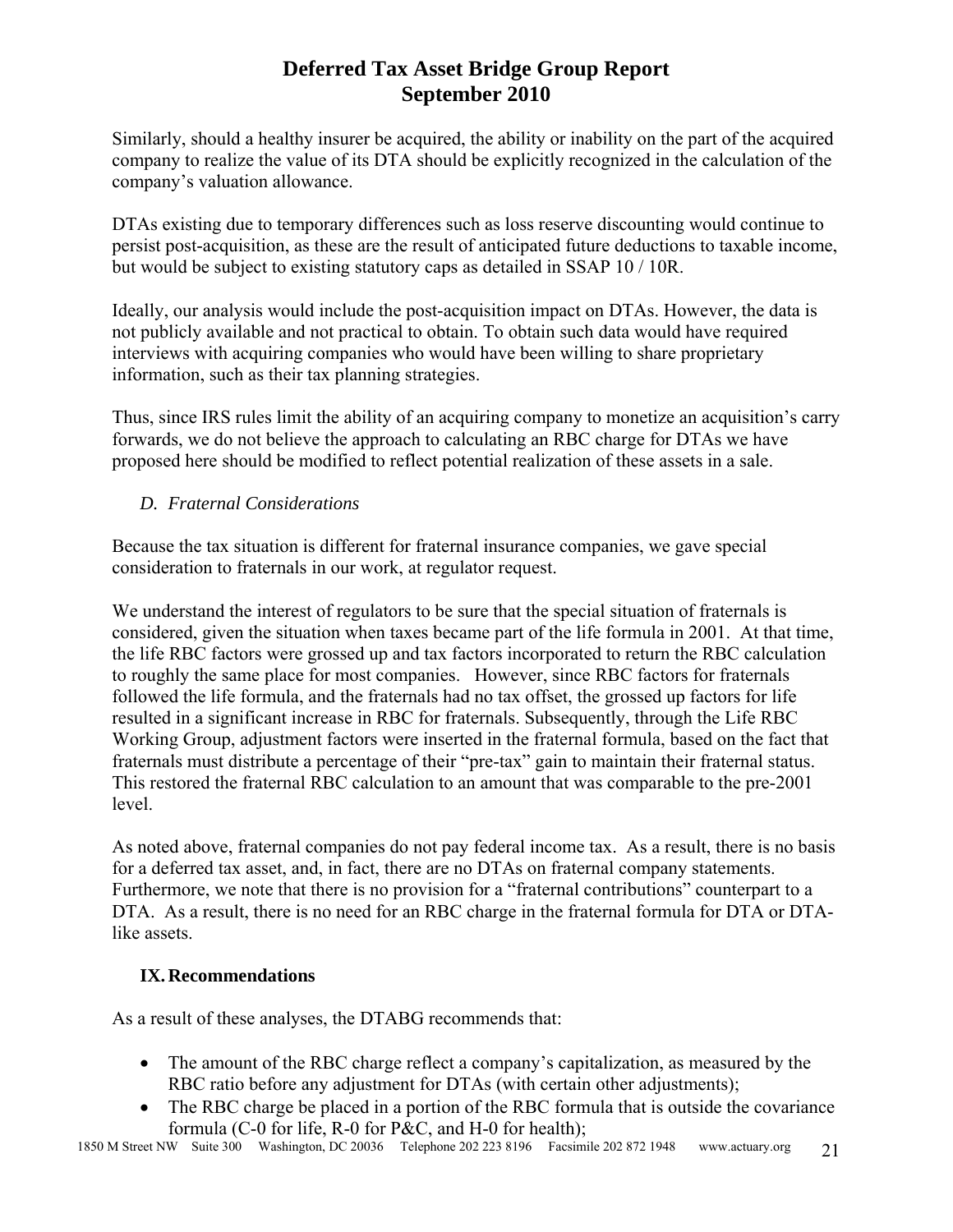Similarly, should a healthy insurer be acquired, the ability or inability on the part of the acquired company to realize the value of its DTA should be explicitly recognized in the calculation of the company's valuation allowance.

DTAs existing due to temporary differences such as loss reserve discounting would continue to persist post-acquisition, as these are the result of anticipated future deductions to taxable income, but would be subject to existing statutory caps as detailed in SSAP 10 / 10R.

Ideally, our analysis would include the post-acquisition impact on DTAs. However, the data is not publicly available and not practical to obtain. To obtain such data would have required interviews with acquiring companies who would have been willing to share proprietary information, such as their tax planning strategies.

Thus, since IRS rules limit the ability of an acquiring company to monetize an acquisition's carry forwards, we do not believe the approach to calculating an RBC charge for DTAs we have proposed here should be modified to reflect potential realization of these assets in a sale.

### *D. Fraternal Considerations*

Because the tax situation is different for fraternal insurance companies, we gave special consideration to fraternals in our work, at regulator request.

We understand the interest of regulators to be sure that the special situation of fraternals is considered, given the situation when taxes became part of the life formula in 2001. At that time, the life RBC factors were grossed up and tax factors incorporated to return the RBC calculation to roughly the same place for most companies. However, since RBC factors for fraternals followed the life formula, and the fraternals had no tax offset, the grossed up factors for life resulted in a significant increase in RBC for fraternals. Subsequently, through the Life RBC Working Group, adjustment factors were inserted in the fraternal formula, based on the fact that fraternals must distribute a percentage of their "pre-tax" gain to maintain their fraternal status. This restored the fraternal RBC calculation to an amount that was comparable to the pre-2001 level.

As noted above, fraternal companies do not pay federal income tax. As a result, there is no basis for a deferred tax asset, and, in fact, there are no DTAs on fraternal company statements. Furthermore, we note that there is no provision for a "fraternal contributions" counterpart to a DTA. As a result, there is no need for an RBC charge in the fraternal formula for DTA or DTA-like assets.

## IX. Recommendations

As a result of these analyses, the DTABG recommends that:

- The amount of the RBC charge reflect a company's capitalization, as measured by the RBC ratio before any adjustment for DTAs (with certain other adjustments);
- The RBC charge be placed in a portion of the RBC formula that is outside the covariance formula (C-0 for life, R-0 for P&C, and H-0 for health);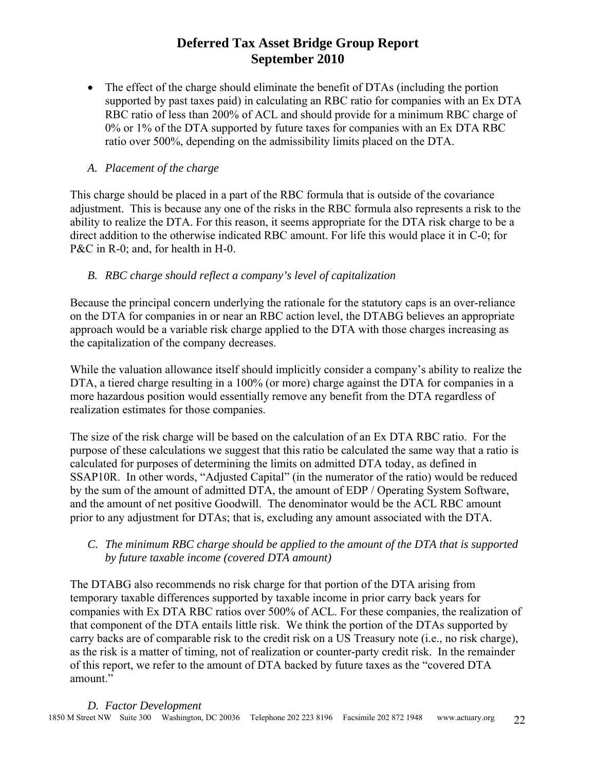- The effect of the charge should eliminate the benefit of DTAs (including the portion supported by past taxes paid) in calculating an RBC ratio for companies with an Ex DTA RBC ratio of less than 200% of ACL and should provide for a minimum RBC charge of 0% or 1% of the DTA supported by future taxes for companies with an Ex DTA RBC ratio over 500%, depending on the admissibility limits placed on the DTA.

### *A. Placement of the charge*

This charge should be placed in a part of the RBC formula that is outside of the covariance adjustment. This is because any one of the risks in the RBC formula also represents a risk to the ability to realize the DTA. For this reason, it seems appropriate for the DTA risk charge to be a direct addition to the otherwise indicated RBC amount. For life this would place it in C-0; for P&C in R-0; and, for health in H-0.

### *B. RBC charge should reflect a company's level of capitalization*

Because the principal concern underlying the rationale for the statutory caps is an over-reliance on the DTA for companies in or near an RBC action level, the DTABG believes an appropriate approach would be a variable risk charge applied to the DTA with those charges increasing as the capitalization of the company decreases.

While the valuation allowance itself should implicitly consider a company's ability to realize the DTA, a tiered charge resulting in a 100% (or more) charge against the DTA for companies in a more hazardous position would essentially remove any benefit from the DTA regardless of realization estimates for those companies.

The size of the risk charge will be based on the calculation of an Ex DTA RBC ratio. For the purpose of these calculations we suggest that this ratio be calculated the same way that a ratio is calculated for purposes of determining the limits on admitted DTA today, as defined in SSAP10R. In other words, "Adjusted Capital" (in the numerator of the ratio) would be reduced by the sum of the amount of admitted DTA, the amount of EDP / Operating System Software, and the amount of net positive Goodwill. The denominator would be the ACL RBC amount prior to any adjustment for DTAs; that is, excluding any amount associated with the DTA.

### *C. The minimum RBC charge should be applied to the amount of the DTA that is supported by future taxable income (covered DTA amount)*

The DTABG also recommends no risk charge for that portion of the DTA arising from temporary taxable differences supported by taxable income in prior carry back years for companies with Ex DTA RBC ratios over 500% of ACL. For these companies, the realization of that component of the DTA entails little risk. We think the portion of the DTAs supported by carry backs are of comparable risk to the credit risk on a US Treasury note (i.e., no risk charge), as the risk is a matter of timing, not of realization or counter-party credit risk. In the remainder of this report, we refer to the amount of DTA backed by future taxes as the "covered DTA amount."

### *D. Factor Development*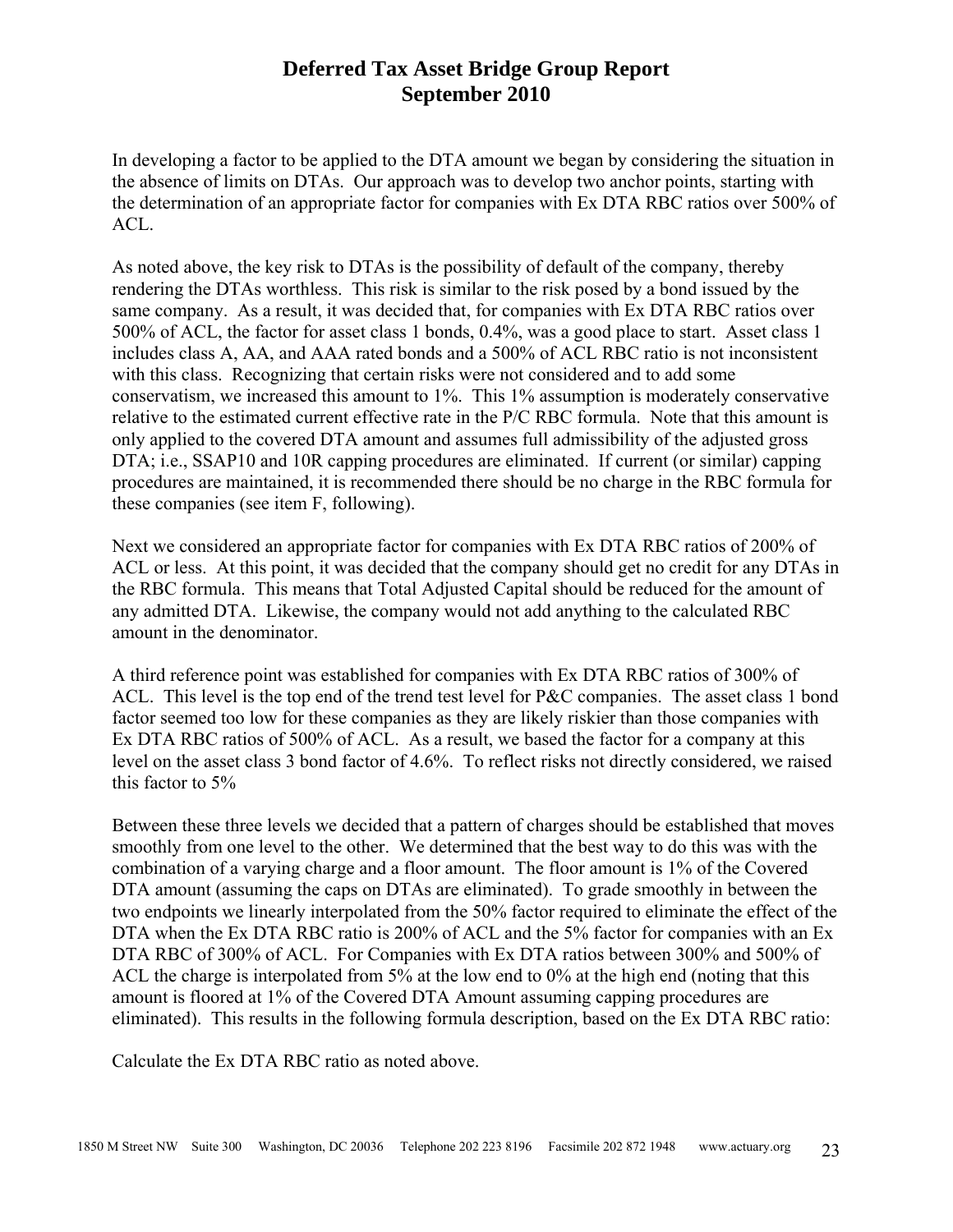In developing a factor to be applied to the DTA amount we began by considering the situation in the absence of limits on DTAs. Our approach was to develop two anchor points, starting with the determination of an appropriate factor for companies with Ex DTA RBC ratios over 500% of ACL.

As noted above, the key risk to DTAs is the possibility of default of the company, thereby rendering the DTAs worthless. This risk is similar to the risk posed by a bond issued by the same company. As a result, it was decided that, for companies with Ex DTA RBC ratios over 500% of ACL, the factor for asset class 1 bonds, 0.4%, was a good place to start. Asset class 1 includes class A, AA, and AAA rated bonds and a 500% of ACL RBC ratio is not inconsistent with this class. Recognizing that certain risks were not considered and to add some conservatism, we increased this amount to 1%. This 1% assumption is moderately conservative relative to the estimated current effective rate in the P/C RBC formula. Note that this amount is only applied to the covered DTA amount and assumes full admissibility of the adjusted gross DTA; i.e., SSAP10 and 10R capping procedures are eliminated. If current (or similar) capping procedures are maintained, it is recommended there should be no charge in the RBC formula for these companies (see item F, following).

Next we considered an appropriate factor for companies with Ex DTA RBC ratios of 200% of ACL or less. At this point, it was decided that the company should get no credit for any DTAs in the RBC formula. This means that Total Adjusted Capital should be reduced for the amount of any admitted DTA. Likewise, the company would not add anything to the calculated RBC amount in the denominator.

A third reference point was established for companies with Ex DTA RBC ratios of 300% of ACL. This level is the top end of the trend test level for P&C companies. The asset class 1 bond factor seemed too low for these companies as they are likely riskier than those companies with Ex DTA RBC ratios of 500% of ACL. As a result, we based the factor for a company at this level on the asset class 3 bond factor of 4.6%. To reflect risks not directly considered, we raised this factor to 5%

Between these three levels we decided that a pattern of charges should be established that moves smoothly from one level to the other. We determined that the best way to do this was with the combination of a varying charge and a floor amount. The floor amount is 1% of the Covered DTA amount (assuming the caps on DTAs are eliminated). To grade smoothly in between the two endpoints we linearly interpolated from the 50% factor required to eliminate the effect of the DTA when the Ex DTA RBC ratio is 200% of ACL and the 5% factor for companies with an Ex DTA RBC of 300% of ACL. For Companies with Ex DTA ratios between 300% and 500% of ACL the charge is interpolated from 5% at the low end to 0% at the high end (noting that this amount is floored at 1% of the Covered DTA Amount assuming capping procedures are eliminated). This results in the following formula description, based on the Ex DTA RBC ratio:

Calculate the Ex DTA RBC ratio as noted above.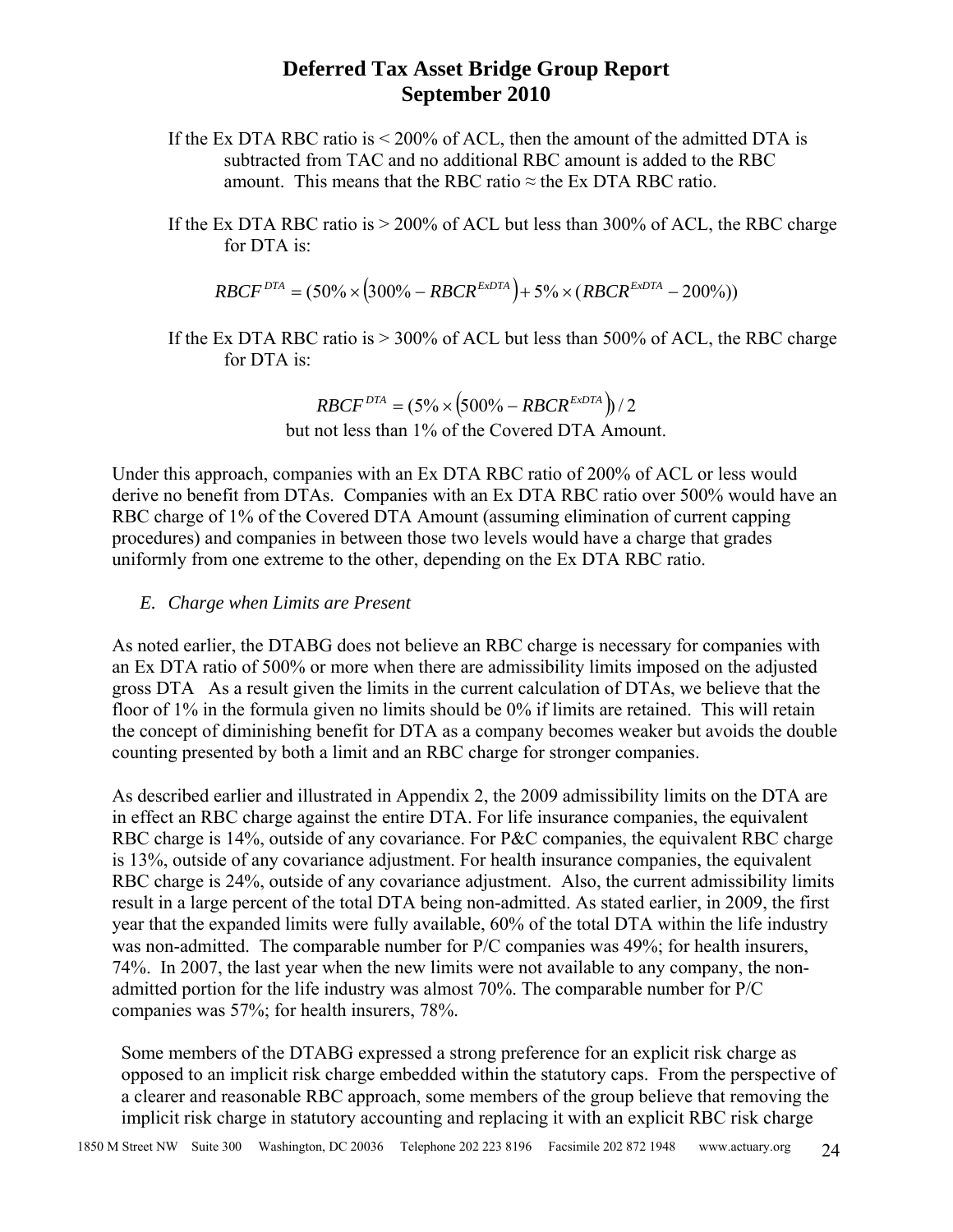If the Ex DTA RBC ratio is < 200% of ACL, then the amount of the admitted DTA is subtracted from TAC and no additional RBC amount is added to the RBC amount. This means that the RBC ratio ≈ the Ex DTA RBC ratio.

If the Ex DTA RBC ratio is > 200% of ACL but less than 300% of ACL, the RBC charge for DTA is:

$$RBCF^{DTA} = (50\% \times (300\% - RBCR^{ExDTA}) + 5\% \times (RBCR^{ExDTA} - 200\%))$$

If the Ex DTA RBC ratio is > 300% of ACL but less than 500% of ACL, the RBC charge for DTA is:

$$RBCF^{DTA} = (5\% \times (500\% - RBCR^{ExDTA}))/2$$

but not less than 1% of the Covered DTA Amount.

Under this approach, companies with an Ex DTA RBC ratio of 200% of ACL or less would derive no benefit from DTAs. Companies with an Ex DTA RBC ratio over 500% would have an RBC charge of 1% of the Covered DTA Amount (assuming elimination of current capping procedures) and companies in between those two levels would have a charge that grades uniformly from one extreme to the other, depending on the Ex DTA RBC ratio.

*E. Charge when Limits are Present*

As noted earlier, the DTABG does not believe an RBC charge is necessary for companies with an Ex DTA ratio of 500% or more when there are admissibility limits imposed on the adjusted gross DTA As a result given the limits in the current calculation of DTAs, we believe that the floor of 1% in the formula given no limits should be 0% if limits are retained. This will retain the concept of diminishing benefit for DTA as a company becomes weaker but avoids the double counting presented by both a limit and an RBC charge for stronger companies.

As described earlier and illustrated in Appendix 2, the 2009 admissibility limits on the DTA are in effect an RBC charge against the entire DTA. For life insurance companies, the equivalent RBC charge is 14%, outside of any covariance. For P&C companies, the equivalent RBC charge is 13%, outside of any covariance adjustment. For health insurance companies, the equivalent RBC charge is 24%, outside of any covariance adjustment. Also, the current admissibility limits result in a large percent of the total DTA being non-admitted. As stated earlier, in 2009, the first year that the expanded limits were fully available, 60% of the total DTA within the life industry was non-admitted. The comparable number for P/C companies was 49%; for health insurers, 74%. In 2007, the last year when the new limits were not available to any company, the non-admitted portion for the life industry was almost 70%. The comparable number for P/C companies was 57%; for health insurers, 78%.

Some members of the DTABG expressed a strong preference for an explicit risk charge as opposed to an implicit risk charge embedded within the statutory caps. From the perspective of a clearer and reasonable RBC approach, some members of the group believe that removing the implicit risk charge in statutory accounting and replacing it with an explicit RBC risk charge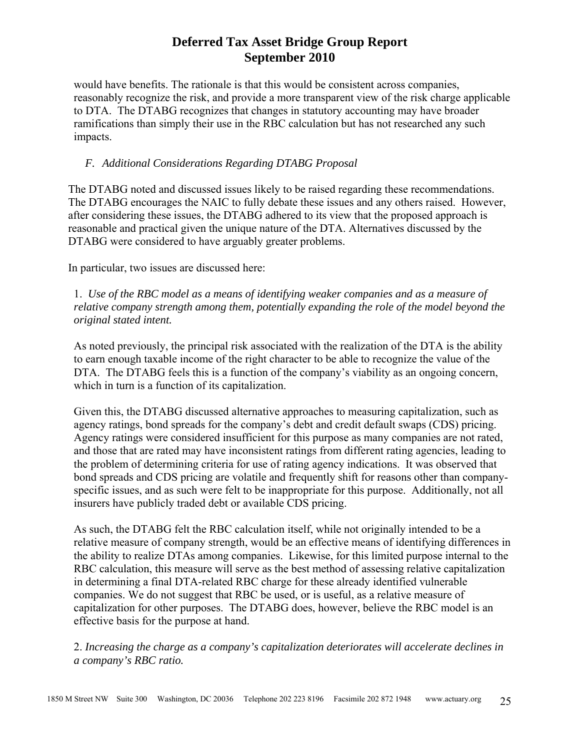would have benefits. The rationale is that this would be consistent across companies, reasonably recognize the risk, and provide a more transparent view of the risk charge applicable to DTA. The DTABG recognizes that changes in statutory accounting may have broader ramifications than simply their use in the RBC calculation but has not researched any such impacts.

### *F. Additional Considerations Regarding DTABG Proposal*

The DTABG noted and discussed issues likely to be raised regarding these recommendations. The DTABG encourages the NAIC to fully debate these issues and any others raised. However, after considering these issues, the DTABG adhered to its view that the proposed approach is reasonable and practical given the unique nature of the DTA. Alternatives discussed by the DTABG were considered to have arguably greater problems.

In particular, two issues are discussed here:

1. *Use of the RBC model as a means of identifying weaker companies and as a measure of relative company strength among them, potentially expanding the role of the model beyond the original stated intent.*

As noted previously, the principal risk associated with the realization of the DTA is the ability to earn enough taxable income of the right character to be able to recognize the value of the DTA. The DTABG feels this is a function of the company's viability as an ongoing concern, which in turn is a function of its capitalization.

Given this, the DTABG discussed alternative approaches to measuring capitalization, such as agency ratings, bond spreads for the company's debt and credit default swaps (CDS) pricing. Agency ratings were considered insufficient for this purpose as many companies are not rated, and those that are rated may have inconsistent ratings from different rating agencies, leading to the problem of determining criteria for use of rating agency indications. It was observed that bond spreads and CDS pricing are volatile and frequently shift for reasons other than company-specific issues, and as such were felt to be inappropriate for this purpose. Additionally, not all insurers have publicly traded debt or available CDS pricing.

As such, the DTABG felt the RBC calculation itself, while not originally intended to be a relative measure of company strength, would be an effective means of identifying differences in the ability to realize DTAs among companies. Likewise, for this limited purpose internal to the RBC calculation, this measure will serve as the best method of assessing relative capitalization in determining a final DTA-related RBC charge for these already identified vulnerable companies. We do not suggest that RBC be used, or is useful, as a relative measure of capitalization for other purposes. The DTABG does, however, believe the RBC model is an effective basis for the purpose at hand.

2. *Increasing the charge as a company's capitalization deteriorates will accelerate declines in a company's RBC ratio.*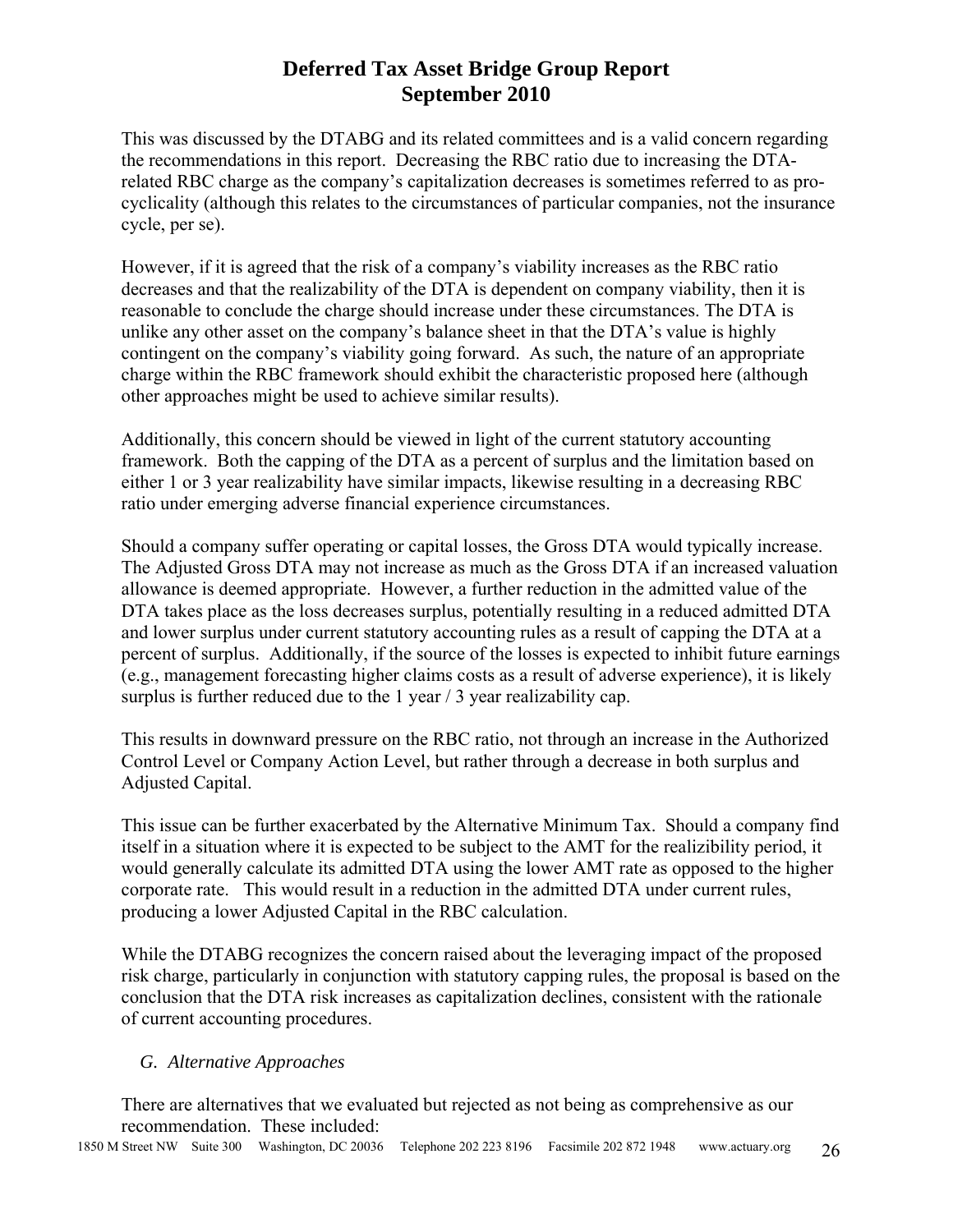This was discussed by the DTABG and its related committees and is a valid concern regarding the recommendations in this report. Decreasing the RBC ratio due to increasing the DTA-related RBC charge as the company's capitalization decreases is sometimes referred to as pro-cyclicality (although this relates to the circumstances of particular companies, not the insurance cycle, per se).

However, if it is agreed that the risk of a company's viability increases as the RBC ratio decreases and that the realizability of the DTA is dependent on company viability, then it is reasonable to conclude the charge should increase under these circumstances. The DTA is unlike any other asset on the company's balance sheet in that the DTA's value is highly contingent on the company's viability going forward. As such, the nature of an appropriate charge within the RBC framework should exhibit the characteristic proposed here (although other approaches might be used to achieve similar results).

Additionally, this concern should be viewed in light of the current statutory accounting framework. Both the capping of the DTA as a percent of surplus and the limitation based on either 1 or 3 year realizability have similar impacts, likewise resulting in a decreasing RBC ratio under emerging adverse financial experience circumstances.

Should a company suffer operating or capital losses, the Gross DTA would typically increase. The Adjusted Gross DTA may not increase as much as the Gross DTA if an increased valuation allowance is deemed appropriate. However, a further reduction in the admitted value of the DTA takes place as the loss decreases surplus, potentially resulting in a reduced admitted DTA and lower surplus under current statutory accounting rules as a result of capping the DTA at a percent of surplus. Additionally, if the source of the losses is expected to inhibit future earnings (e.g., management forecasting higher claims costs as a result of adverse experience), it is likely surplus is further reduced due to the 1 year / 3 year realizability cap.

This results in downward pressure on the RBC ratio, not through an increase in the Authorized Control Level or Company Action Level, but rather through a decrease in both surplus and Adjusted Capital.

This issue can be further exacerbated by the Alternative Minimum Tax. Should a company find itself in a situation where it is expected to be subject to the AMT for the realizibility period, it would generally calculate its admitted DTA using the lower AMT rate as opposed to the higher corporate rate. This would result in a reduction in the admitted DTA under current rules, producing a lower Adjusted Capital in the RBC calculation.

While the DTABG recognizes the concern raised about the leveraging impact of the proposed risk charge, particularly in conjunction with statutory capping rules, the proposal is based on the conclusion that the DTA risk increases as capitalization declines, consistent with the rationale of current accounting procedures.

### *G. Alternative Approaches*

There are alternatives that we evaluated but rejected as not being as comprehensive as our recommendation. These included: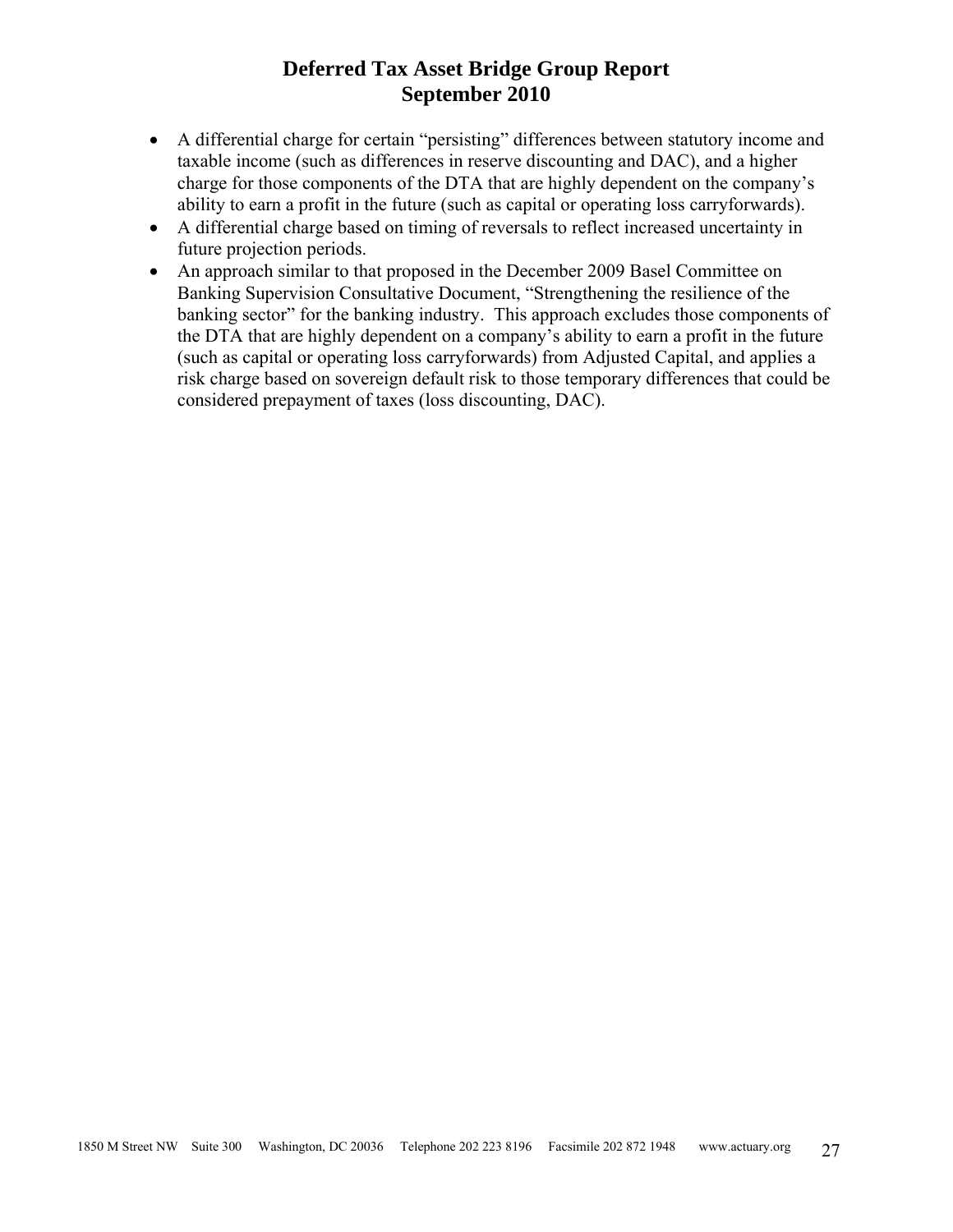- A differential charge for certain "persisting" differences between statutory income and taxable income (such as differences in reserve discounting and DAC), and a higher charge for those components of the DTA that are highly dependent on the company's ability to earn a profit in the future (such as capital or operating loss carryforwards).
- A differential charge based on timing of reversals to reflect increased uncertainty in future projection periods.
- An approach similar to that proposed in the December 2009 Basel Committee on Banking Supervision Consultative Document, "Strengthening the resilience of the banking sector" for the banking industry. This approach excludes those components of the DTA that are highly dependent on a company's ability to earn a profit in the future (such as capital or operating loss carryforwards) from Adjusted Capital, and applies a risk charge based on sovereign default risk to those temporary differences that could be considered prepayment of taxes (loss discounting, DAC).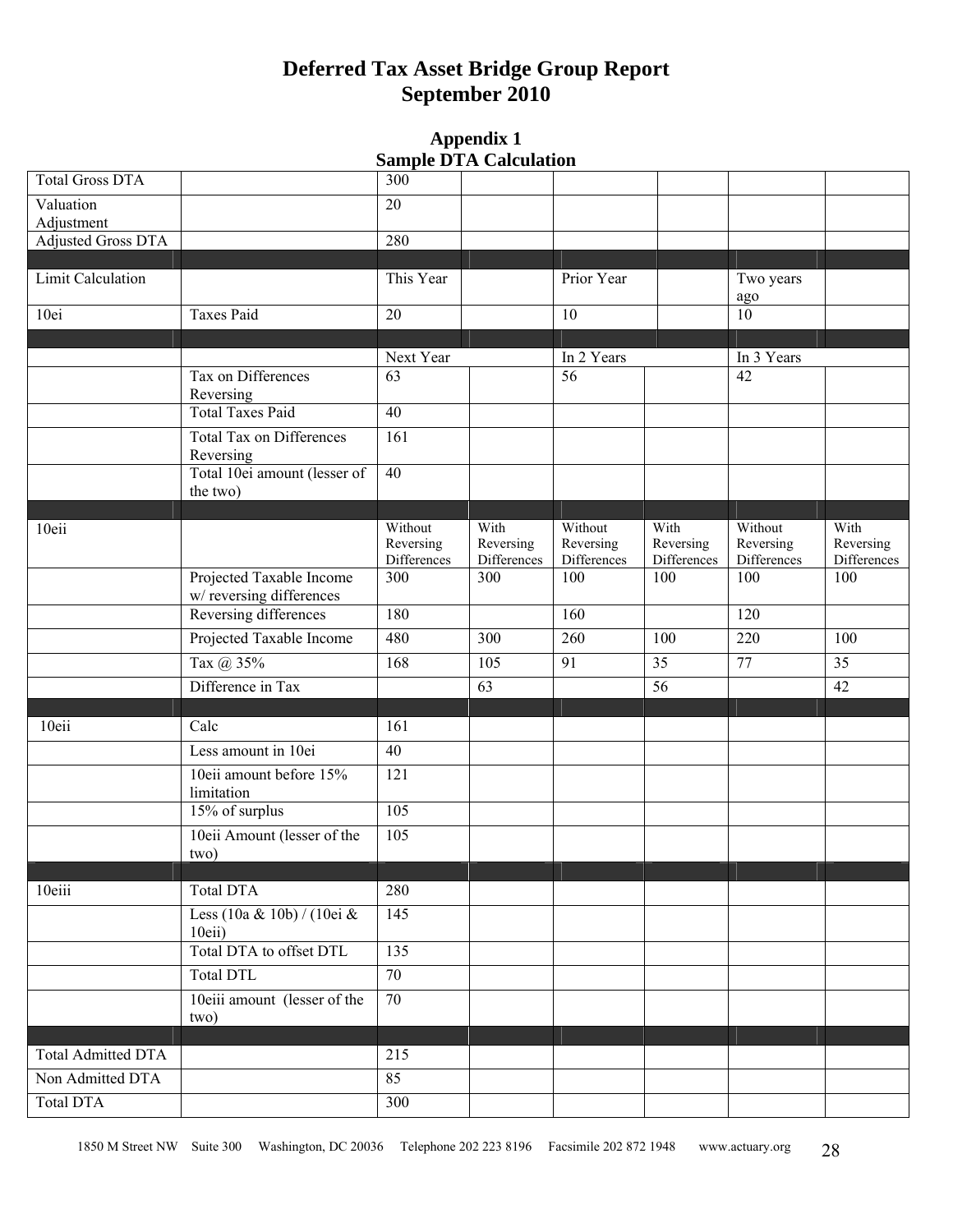# Deferred Tax Asset Bridge Group Report
# September 2010

## Appendix 1
## Sample DTA Calculation

| | | | | | | | |
|---|---|---|---|---|---|---|---|
| Total Gross DTA | | 300 | | | | | |
| Valuation Adjustment | | 20 | | | | | |
| Adjusted Gross DTA | | 280 | | | | | |
| | | | | | | | |
| Limit Calculation | | This Year | | Prior Year | | Two years ago | |
| 10ei | Taxes Paid | 20 | | 10 | | 10 | |
| | | | | | | | |
| | | Next Year | | In 2 Years | | In 3 Years | |
| | Tax on Differences Reversing | 63 | | 56 | | 42 | |
| | Total Taxes Paid | 40 | | | | | |
| | Total Tax on Differences Reversing | 161 | | | | | |
| | Total 10ei amount (lesser of the two) | 40 | | | | | |
| | | | | | | | |
| 10eii | | Without Reversing Differences | With Reversing Differences | Without Reversing Differences | With Reversing Differences | Without Reversing Differences | With Reversing Differences |
| | Projected Taxable Income w/ reversing differences | 300 | 300 | 100 | 100 | 100 | 100 |
| | Reversing differences | 180 | | 160 | | 120 | |
| | Projected Taxable Income | 480 | 300 | 260 | 100 | 220 | 100 |
| | Tax @ 35% | 168 | 105 | 91 | 35 | 77 | 35 |
| | Difference in Tax | | 63 | | 56 | | 42 |
| | | | | | | | |
| 10eii | Calc | 161 | | | | | |
| | Less amount in 10ei | 40 | | | | | |
| | 10eii amount before 15% limitation | 121 | | | | | |
| | 15% of surplus | 105 | | | | | |
| | 10eii Amount (lesser of the two) | 105 | | | | | |
| | | | | | | | |
| 10eiii | Total DTA | 280 | | | | | |
| | Less (10a & 10b) / (10ei & 10eii) | 145 | | | | | |
| | Total DTA to offset DTL | 135 | | | | | |
| | Total DTL | 70 | | | | | |
| | 10eiii amount (lesser of the two) | 70 | | | | | |
| | | | | | | | |
| Total Admitted DTA | | 215 | | | | | |
| Non Admitted DTA | | 85 | | | | | |
| Total DTA | | 300 | | | | | |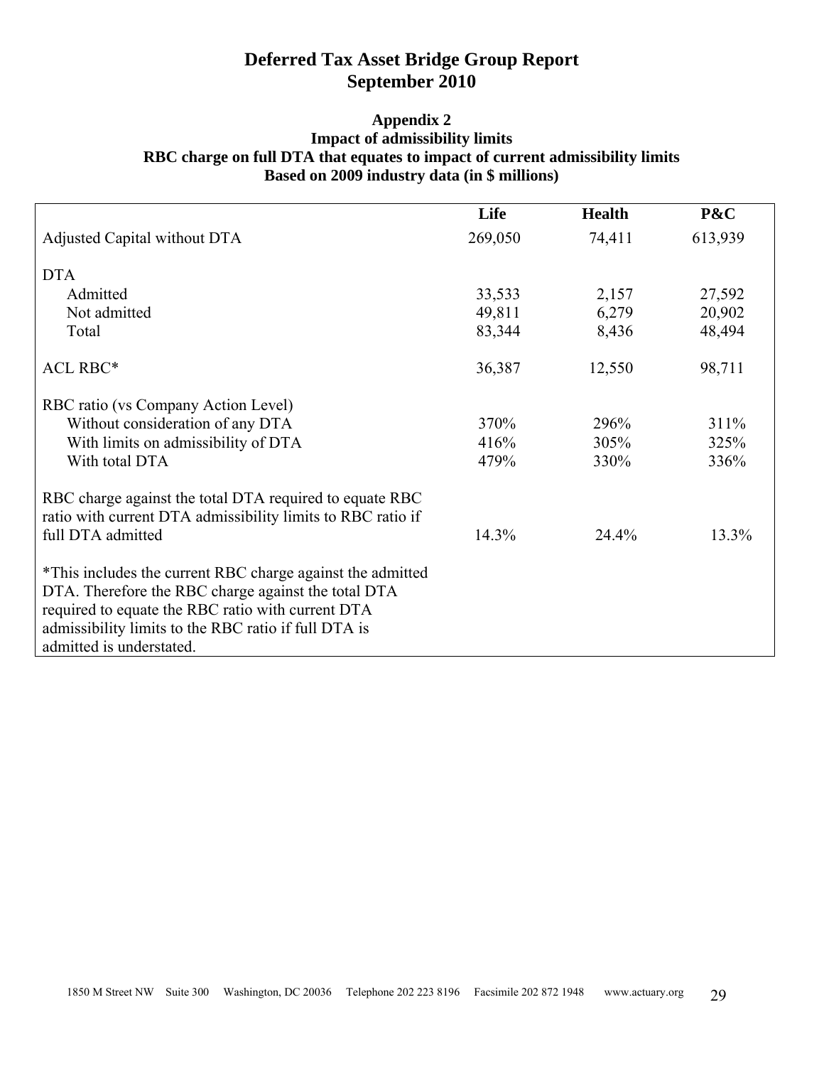# Deferred Tax Asset Bridge Group Report
# September 2010

### Appendix 2
### Impact of admissibility limits
### RBC charge on full DTA that equates to impact of current admissibility limits
### Based on 2009 industry data (in $ millions)

| | Life | Health | P&C |
|---|---|---|---|
| Adjusted Capital without DTA | 269,050 | 74,411 | 613,939 |
| DTA | | | |
| Admitted | 33,533 | 2,157 | 27,592 |
| Not admitted | 49,811 | 6,279 | 20,902 |
| Total | 83,344 | 8,436 | 48,494 |
| ACL RBC* | 36,387 | 12,550 | 98,711 |
| RBC ratio (vs Company Action Level) | | | |
| Without consideration of any DTA | 370% | 296% | 311% |
| With limits on admissibility of DTA | 416% | 305% | 325% |
| With total DTA | 479% | 330% | 336% |
| RBC charge against the total DTA required to equate RBC ratio with current DTA admissibility limits to RBC ratio if full DTA admitted | 14.3% | 24.4% | 13.3% |

*This includes the current RBC charge against the admitted DTA. Therefore the RBC charge against the total DTA required to equate the RBC ratio with current DTA admissibility limits to the RBC ratio if full DTA is admitted is understated.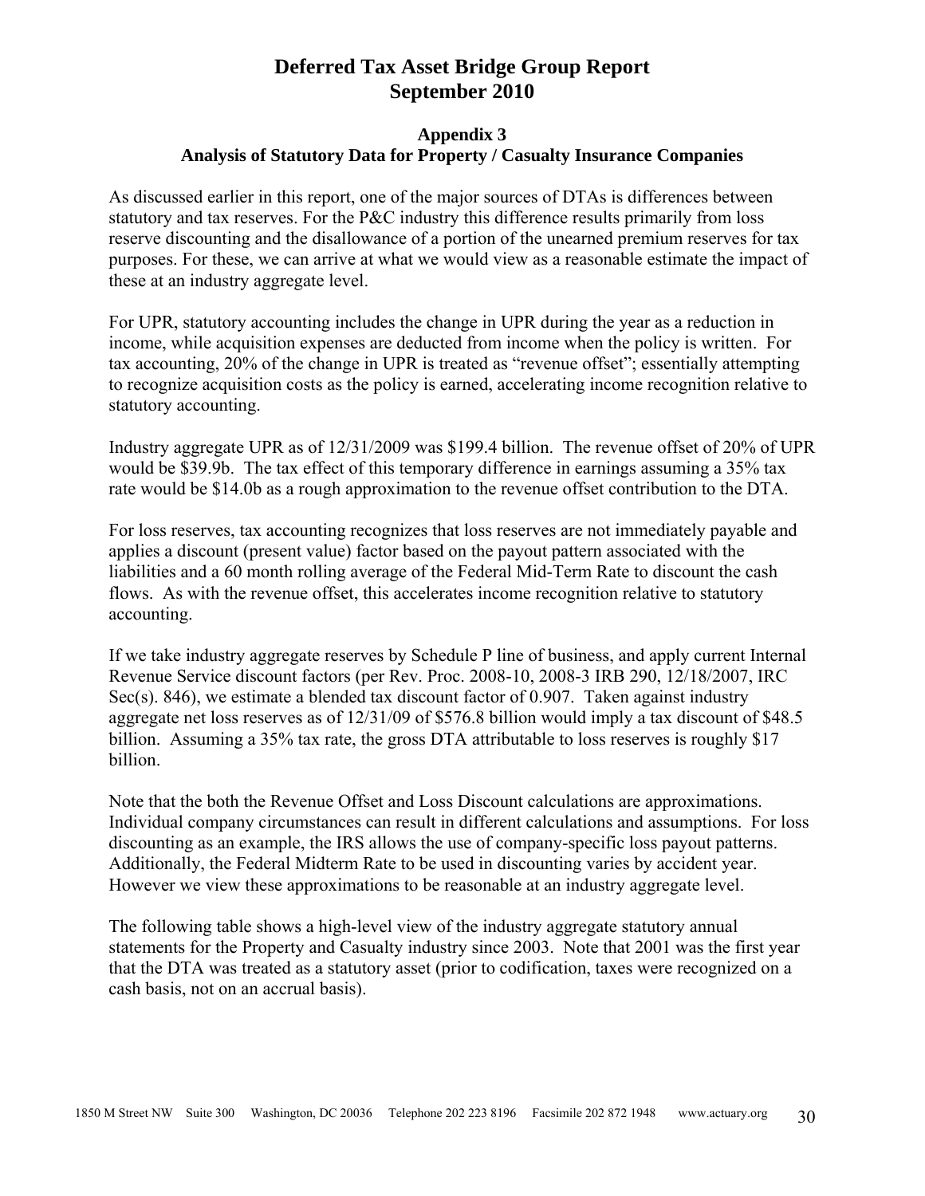# Deferred Tax Asset Bridge Group Report
# September 2010

## Appendix 3
## Analysis of Statutory Data for Property / Casualty Insurance Companies

As discussed earlier in this report, one of the major sources of DTAs is differences between statutory and tax reserves. For the P&C industry this difference results primarily from loss reserve discounting and the disallowance of a portion of the unearned premium reserves for tax purposes. For these, we can arrive at what we would view as a reasonable estimate the impact of these at an industry aggregate level.

For UPR, statutory accounting includes the change in UPR during the year as a reduction in income, while acquisition expenses are deducted from income when the policy is written. For tax accounting, 20% of the change in UPR is treated as "revenue offset"; essentially attempting to recognize acquisition costs as the policy is earned, accelerating income recognition relative to statutory accounting.

Industry aggregate UPR as of 12/31/2009 was $199.4 billion. The revenue offset of 20% of UPR would be $39.9b. The tax effect of this temporary difference in earnings assuming a 35% tax rate would be $14.0b as a rough approximation to the revenue offset contribution to the DTA.

For loss reserves, tax accounting recognizes that loss reserves are not immediately payable and applies a discount (present value) factor based on the payout pattern associated with the liabilities and a 60 month rolling average of the Federal Mid-Term Rate to discount the cash flows. As with the revenue offset, this accelerates income recognition relative to statutory accounting.

If we take industry aggregate reserves by Schedule P line of business, and apply current Internal Revenue Service discount factors (per Rev. Proc. 2008-10, 2008-3 IRB 290, 12/18/2007, IRC Sec(s). 846), we estimate a blended tax discount factor of 0.907. Taken against industry aggregate net loss reserves as of 12/31/09 of $576.8 billion would imply a tax discount of $48.5 billion. Assuming a 35% tax rate, the gross DTA attributable to loss reserves is roughly $17 billion.

Note that the both the Revenue Offset and Loss Discount calculations are approximations. Individual company circumstances can result in different calculations and assumptions. For loss discounting as an example, the IRS allows the use of company-specific loss payout patterns. Additionally, the Federal Midterm Rate to be used in discounting varies by accident year. However we view these approximations to be reasonable at an industry aggregate level.

The following table shows a high-level view of the industry aggregate statutory annual statements for the Property and Casualty industry since 2003. Note that 2001 was the first year that the DTA was treated as a statutory asset (prior to codification, taxes were recognized on a cash basis, not on an accrual basis).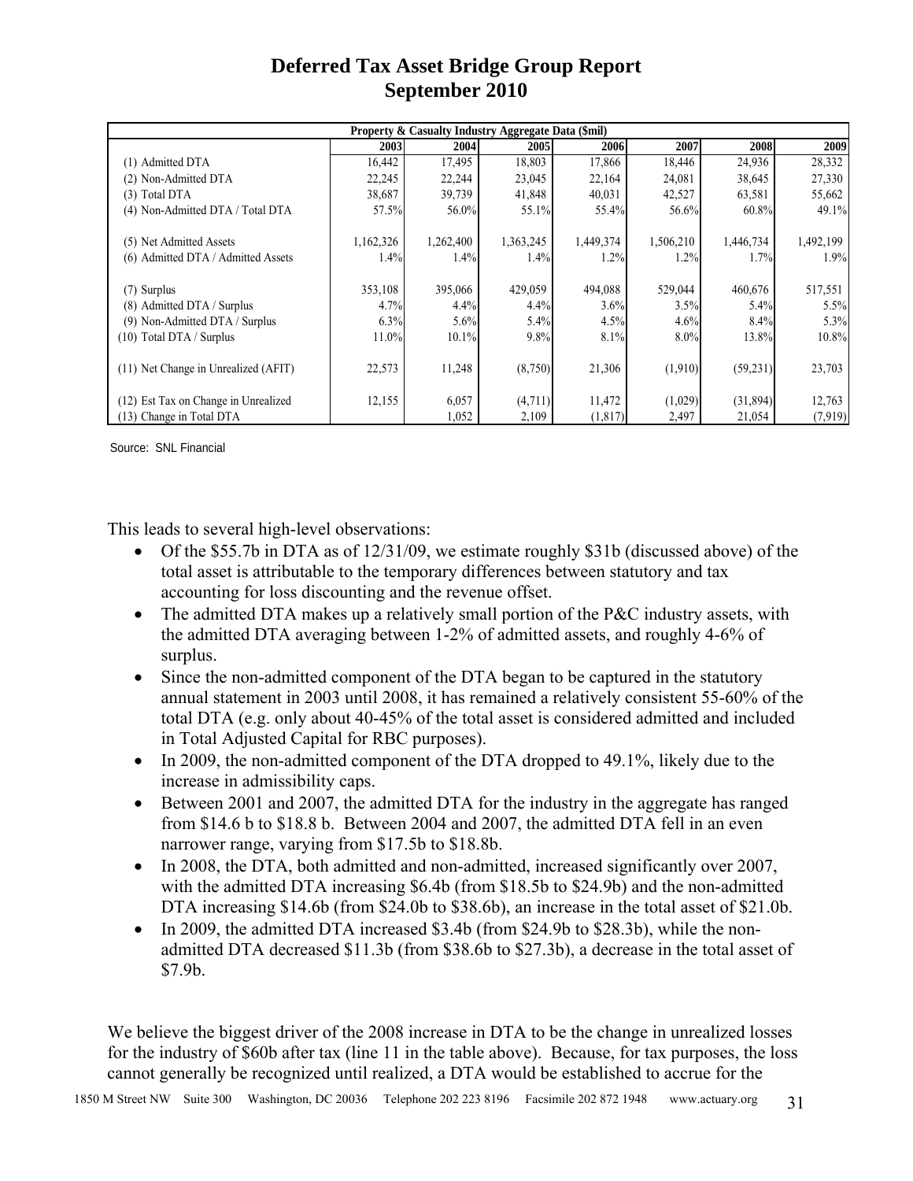# Deferred Tax Asset Bridge Group Report
# September 2010

| Property & Casualty Industry Aggregate Data ($mil) | | | | | | | |
|---|---|---|---|---|---|---|---|
| | 2003 | 2004 | 2005 | 2006 | 2007 | 2008 | 2009 |
| (1) Admitted DTA | 16,442 | 17,495 | 18,803 | 17,866 | 18,446 | 24,936 | 28,332 |
| (2) Non-Admitted DTA | 22,245 | 22,244 | 23,045 | 22,164 | 24,081 | 38,645 | 27,330 |
| (3) Total DTA | 38,687 | 39,739 | 41,848 | 40,031 | 42,527 | 63,581 | 55,662 |
| (4) Non-Admitted DTA / Total DTA | 57.5% | 56.0% | 55.1% | 55.4% | 56.6% | 60.8% | 49.1% |
| (5) Net Admitted Assets | 1,162,326 | 1,262,400 | 1,363,245 | 1,449,374 | 1,506,210 | 1,446,734 | 1,492,199 |
| (6) Admitted DTA / Admitted Assets | 1.4% | 1.4% | 1.4% | 1.2% | 1.2% | 1.7% | 1.9% |
| (7) Surplus | 353,108 | 395,066 | 429,059 | 494,088 | 529,044 | 460,676 | 517,551 |
| (8) Admitted DTA / Surplus | 4.7% | 4.4% | 4.4% | 3.6% | 3.5% | 5.4% | 5.5% |
| (9) Non-Admitted DTA / Surplus | 6.3% | 5.6% | 5.4% | 4.5% | 4.6% | 8.4% | 5.3% |
| (10) Total DTA / Surplus | 11.0% | 10.1% | 9.8% | 8.1% | 8.0% | 13.8% | 10.8% |
| (11) Net Change in Unrealized (AFIT) | 22,573 | 11,248 | (8,750) | 21,306 | (1,910) | (59,231) | 23,703 |
| (12) Est Tax on Change in Unrealized | 12,155 | 6,057 | (4,711) | 11,472 | (1,029) | (31,894) | 12,763 |
| (13) Change in Total DTA | | 1,052 | 2,109 | (1,817) | 2,497 | 21,054 | (7,919) |

Source: SNL Financial

This leads to several high-level observations:

- Of the $55.7b in DTA as of 12/31/09, we estimate roughly $31b (discussed above) of the total asset is attributable to the temporary differences between statutory and tax accounting for loss discounting and the revenue offset.
- The admitted DTA makes up a relatively small portion of the P&C industry assets, with the admitted DTA averaging between 1-2% of admitted assets, and roughly 4-6% of surplus.
- Since the non-admitted component of the DTA began to be captured in the statutory annual statement in 2003 until 2008, it has remained a relatively consistent 55-60% of the total DTA (e.g. only about 40-45% of the total asset is considered admitted and included in Total Adjusted Capital for RBC purposes).
- In 2009, the non-admitted component of the DTA dropped to 49.1%, likely due to the increase in admissibility caps.
- Between 2001 and 2007, the admitted DTA for the industry in the aggregate has ranged from $14.6 b to $18.8 b. Between 2004 and 2007, the admitted DTA fell in an even narrower range, varying from $17.5b to $18.8b.
- In 2008, the DTA, both admitted and non-admitted, increased significantly over 2007, with the admitted DTA increasing $6.4b (from $18.5b to $24.9b) and the non-admitted DTA increasing $14.6b (from $24.0b to $38.6b), an increase in the total asset of $21.0b.
- In 2009, the admitted DTA increased $3.4b (from $24.9b to $28.3b), while the non-admitted DTA decreased $11.3b (from $38.6b to $27.3b), a decrease in the total asset of $7.9b.

We believe the biggest driver of the 2008 increase in DTA to be the change in unrealized losses for the industry of $60b after tax (line 11 in the table above). Because, for tax purposes, the loss cannot generally be recognized until realized, a DTA would be established to accrue for the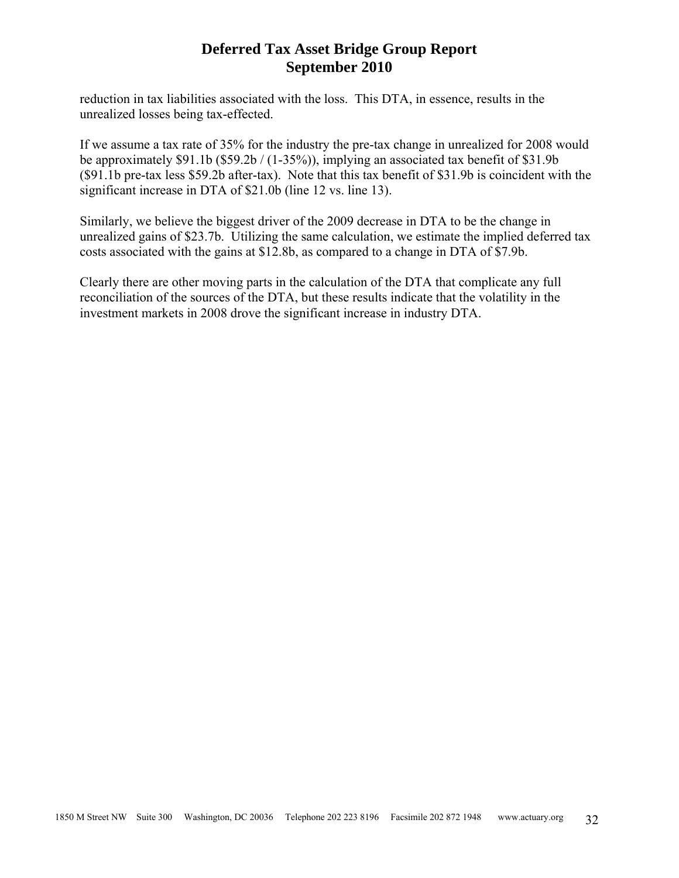reduction in tax liabilities associated with the loss. This DTA, in essence, results in the unrealized losses being tax-effected.

If we assume a tax rate of 35% for the industry the pre-tax change in unrealized for 2008 would be approximately $91.1b ($59.2b / (1-35%)), implying an associated tax benefit of $31.9b ($91.1b pre-tax less $59.2b after-tax). Note that this tax benefit of $31.9b is coincident with the significant increase in DTA of $21.0b (line 12 vs. line 13).

Similarly, we believe the biggest driver of the 2009 decrease in DTA to be the change in unrealized gains of $23.7b. Utilizing the same calculation, we estimate the implied deferred tax costs associated with the gains at $12.8b, as compared to a change in DTA of $7.9b.

Clearly there are other moving parts in the calculation of the DTA that complicate any full reconciliation of the sources of the DTA, but these results indicate that the volatility in the investment markets in 2008 drove the significant increase in industry DTA.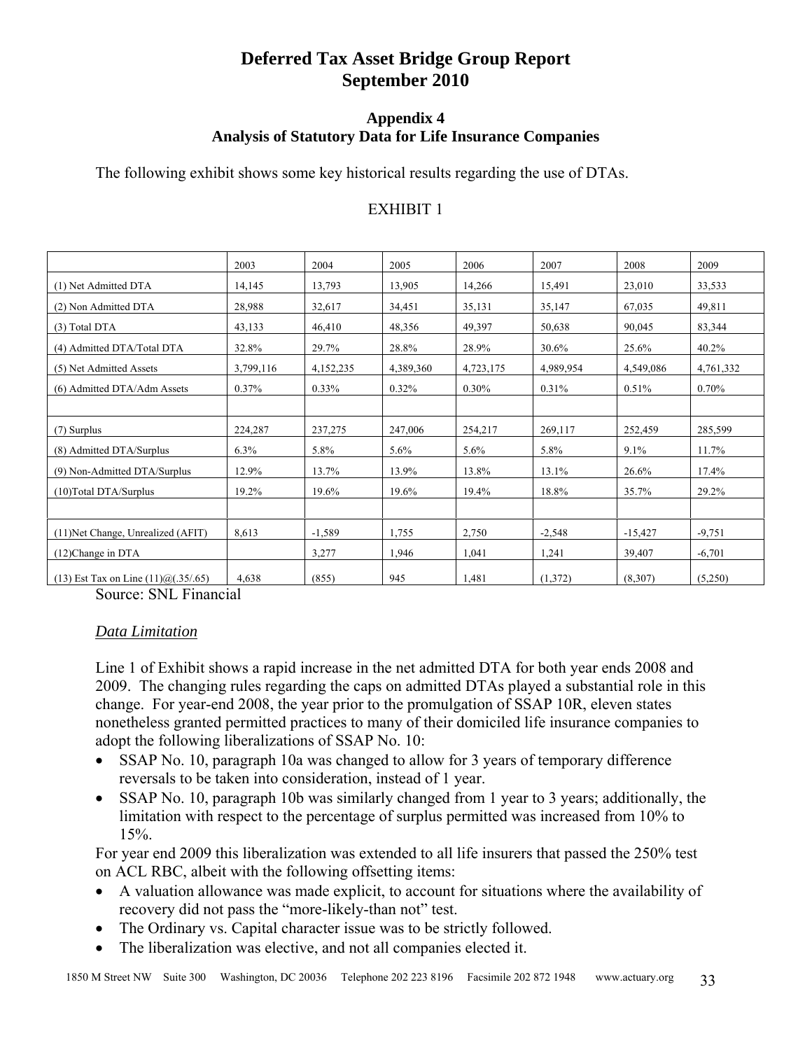# Deferred Tax Asset Bridge Group Report
# September 2010

### Appendix 4
### Analysis of Statutory Data for Life Insurance Companies

The following exhibit shows some key historical results regarding the use of DTAs.

EXHIBIT 1

| | 2003 | 2004 | 2005 | 2006 | 2007 | 2008 | 2009 |
|---|---|---|---|---|---|---|---|
| (1) Net Admitted DTA | 14,145 | 13,793 | 13,905 | 14,266 | 15,491 | 23,010 | 33,533 |
| (2) Non Admitted DTA | 28,988 | 32,617 | 34,451 | 35,131 | 35,147 | 67,035 | 49,811 |
| (3) Total DTA | 43,133 | 46,410 | 48,356 | 49,397 | 50,638 | 90,045 | 83,344 |
| (4) Admitted DTA/Total DTA | 32.8% | 29.7% | 28.8% | 28.9% | 30.6% | 25.6% | 40.2% |
| (5) Net Admitted Assets | 3,799,116 | 4,152,235 | 4,389,360 | 4,723,175 | 4,989,954 | 4,549,086 | 4,761,332 |
| (6) Admitted DTA/Adm Assets | 0.37% | 0.33% | 0.32% | 0.30% | 0.31% | 0.51% | 0.70% |
| | | | | | | | |
| (7) Surplus | 224,287 | 237,275 | 247,006 | 254,217 | 269,117 | 252,459 | 285,599 |
| (8) Admitted DTA/Surplus | 6.3% | 5.8% | 5.6% | 5.6% | 5.8% | 9.1% | 11.7% |
| (9) Non-Admitted DTA/Surplus | 12.9% | 13.7% | 13.9% | 13.8% | 13.1% | 26.6% | 17.4% |
| (10)Total DTA/Surplus | 19.2% | 19.6% | 19.6% | 19.4% | 18.8% | 35.7% | 29.2% |
| | | | | | | | |
| (11)Net Change, Unrealized (AFIT) | 8,613 | -1,589 | 1,755 | 2,750 | -2,548 | -15,427 | -9,751 |
| (12)Change in DTA | | 3,277 | 1,946 | 1,041 | 1,241 | 39,407 | -6,701 |
| (13) Est Tax on Line (11)@(.35/.65) | 4,638 | (855) | 945 | 1,481 | (1,372) | (8,307) | (5,250) |

Source: SNL Financial

*Data Limitation*

Line 1 of Exhibit shows a rapid increase in the net admitted DTA for both year ends 2008 and 2009. The changing rules regarding the caps on admitted DTAs played a substantial role in this change. For year-end 2008, the year prior to the promulgation of SSAP 10R, eleven states nonetheless granted permitted practices to many of their domiciled life insurance companies to adopt the following liberalizations of SSAP No. 10:

- SSAP No. 10, paragraph 10a was changed to allow for 3 years of temporary difference reversals to be taken into consideration, instead of 1 year.
- SSAP No. 10, paragraph 10b was similarly changed from 1 year to 3 years; additionally, the limitation with respect to the percentage of surplus permitted was increased from 10% to 15%.

For year end 2009 this liberalization was extended to all life insurers that passed the 250% test on ACL RBC, albeit with the following offsetting items:

- A valuation allowance was made explicit, to account for situations where the availability of recovery did not pass the "more-likely-than not" test.
- The Ordinary vs. Capital character issue was to be strictly followed.
- The liberalization was elective, and not all companies elected it.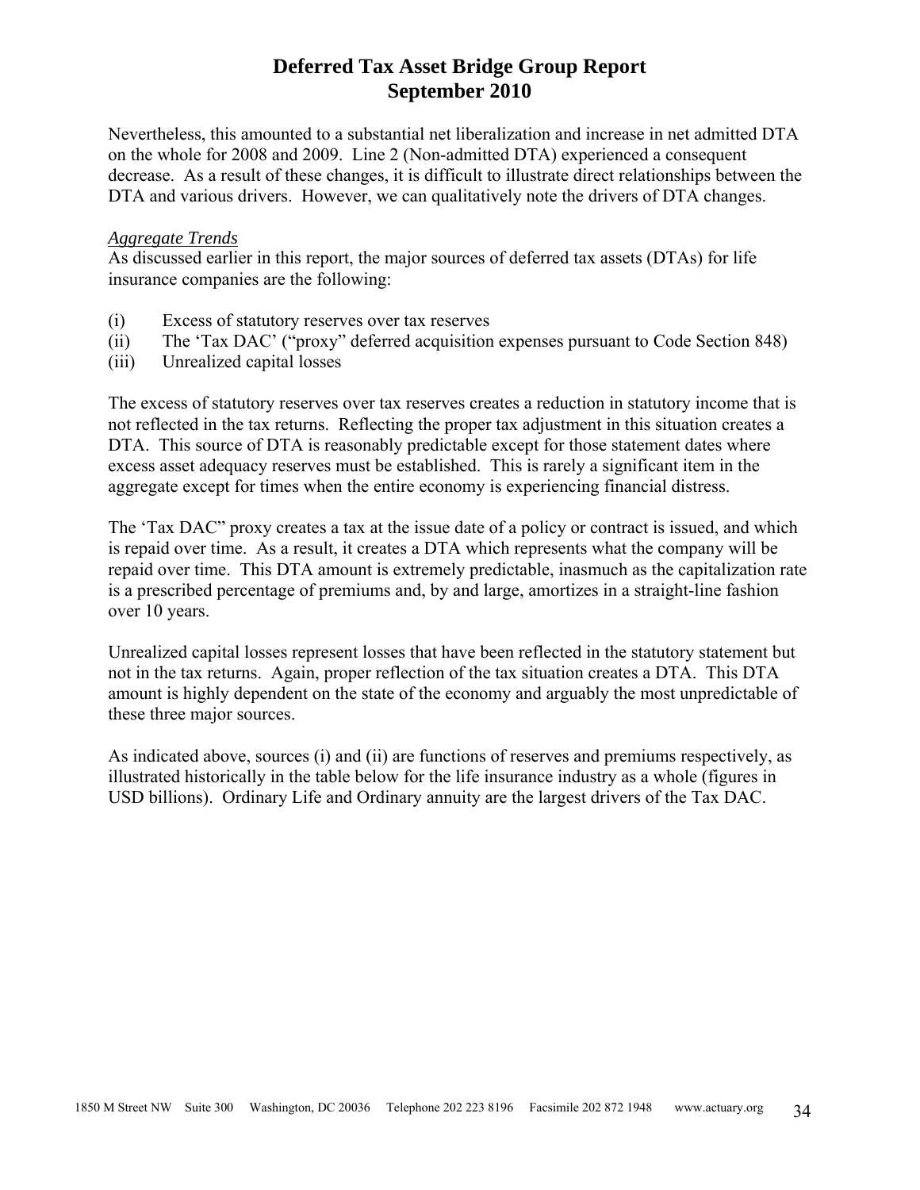Nevertheless, this amounted to a substantial net liberalization and increase in net admitted DTA on the whole for 2008 and 2009. Line 2 (Non-admitted DTA) experienced a consequent decrease. As a result of these changes, it is difficult to illustrate direct relationships between the DTA and various drivers. However, we can qualitatively note the drivers of DTA changes.

*Aggregate Trends*

As discussed earlier in this report, the major sources of deferred tax assets (DTAs) for life insurance companies are the following:

(i) Excess of statutory reserves over tax reserves
(ii) The 'Tax DAC' ("proxy" deferred acquisition expenses pursuant to Code Section 848)
(iii) Unrealized capital losses

The excess of statutory reserves over tax reserves creates a reduction in statutory income that is not reflected in the tax returns. Reflecting the proper tax adjustment in this situation creates a DTA. This source of DTA is reasonably predictable except for those statement dates where excess asset adequacy reserves must be established. This is rarely a significant item in the aggregate except for times when the entire economy is experiencing financial distress.

The 'Tax DAC" proxy creates a tax at the issue date of a policy or contract is issued, and which is repaid over time. As a result, it creates a DTA which represents what the company will be repaid over time. This DTA amount is extremely predictable, inasmuch as the capitalization rate is a prescribed percentage of premiums and, by and large, amortizes in a straight-line fashion over 10 years.

Unrealized capital losses represent losses that have been reflected in the statutory statement but not in the tax returns. Again, proper reflection of the tax situation creates a DTA. This DTA amount is highly dependent on the state of the economy and arguably the most unpredictable of these three major sources.

As indicated above, sources (i) and (ii) are functions of reserves and premiums respectively, as illustrated historically in the table below for the life insurance industry as a whole (figures in USD billions). Ordinary Life and Ordinary annuity are the largest drivers of the Tax DAC.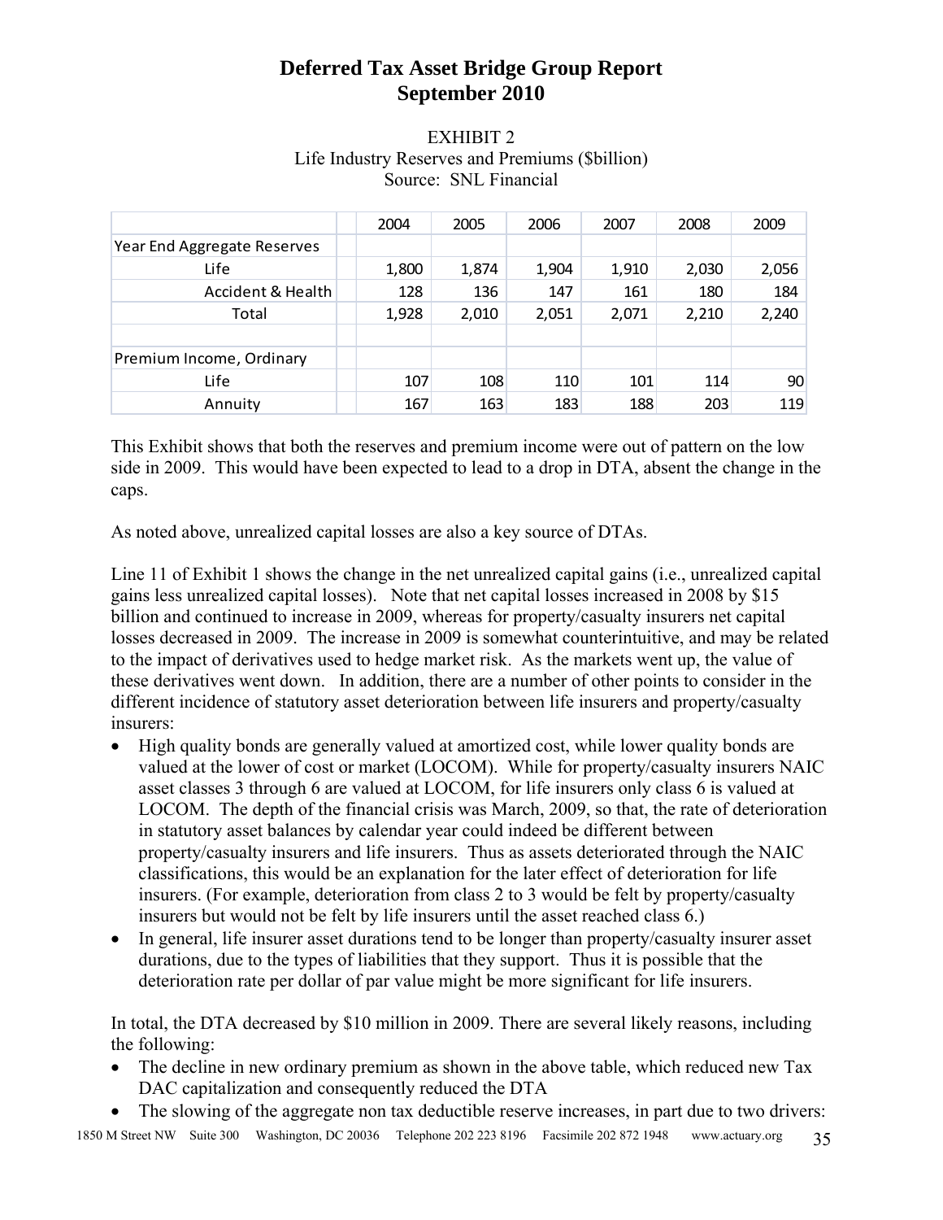# Deferred Tax Asset Bridge Group Report September 2010

EXHIBIT 2
Life Industry Reserves and Premiums ($billion)
Source: SNL Financial

| | | 2004 | 2005 | 2006 | 2007 | 2008 | 2009 |
|---|---|---|---|---|---|---|---|
| Year End Aggregate Reserves | | | | | | | |
| Life | | 1,800 | 1,874 | 1,904 | 1,910 | 2,030 | 2,056 |
| Accident & Health | | 128 | 136 | 147 | 161 | 180 | 184 |
| Total | | 1,928 | 2,010 | 2,051 | 2,071 | 2,210 | 2,240 |
| | | | | | | | |
| Premium Income, Ordinary | | | | | | | |
| Life | | 107 | 108 | 110 | 101 | 114 | 90 |
| Annuity | | 167 | 163 | 183 | 188 | 203 | 119 |

This Exhibit shows that both the reserves and premium income were out of pattern on the low side in 2009. This would have been expected to lead to a drop in DTA, absent the change in the caps.

As noted above, unrealized capital losses are also a key source of DTAs.

Line 11 of Exhibit 1 shows the change in the net unrealized capital gains (i.e., unrealized capital gains less unrealized capital losses). Note that net capital losses increased in 2008 by $15 billion and continued to increase in 2009, whereas for property/casualty insurers net capital losses decreased in 2009. The increase in 2009 is somewhat counterintuitive, and may be related to the impact of derivatives used to hedge market risk. As the markets went up, the value of these derivatives went down. In addition, there are a number of other points to consider in the different incidence of statutory asset deterioration between life insurers and property/casualty insurers:

- High quality bonds are generally valued at amortized cost, while lower quality bonds are valued at the lower of cost or market (LOCOM). While for property/casualty insurers NAIC asset classes 3 through 6 are valued at LOCOM, for life insurers only class 6 is valued at LOCOM. The depth of the financial crisis was March, 2009, so that, the rate of deterioration in statutory asset balances by calendar year could indeed be different between property/casualty insurers and life insurers. Thus as assets deteriorated through the NAIC classifications, this would be an explanation for the later effect of deterioration for life insurers. (For example, deterioration from class 2 to 3 would be felt by property/casualty insurers but would not be felt by life insurers until the asset reached class 6.)
- In general, life insurer asset durations tend to be longer than property/casualty insurer asset durations, due to the types of liabilities that they support. Thus it is possible that the deterioration rate per dollar of par value might be more significant for life insurers.

In total, the DTA decreased by $10 million in 2009. There are several likely reasons, including the following:

- The decline in new ordinary premium as shown in the above table, which reduced new Tax DAC capitalization and consequently reduced the DTA
- The slowing of the aggregate non tax deductible reserve increases, in part due to two drivers: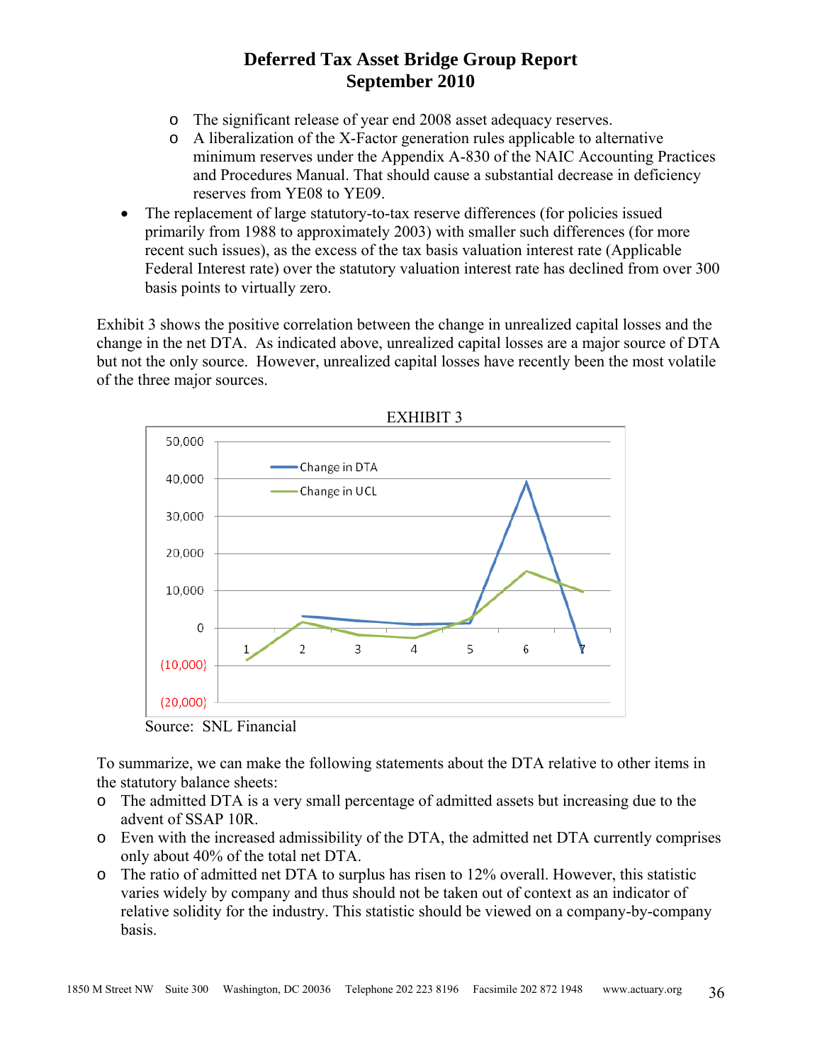- The significant release of year end 2008 asset adequacy reserves.
  - A liberalization of the X-Factor generation rules applicable to alternative minimum reserves under the Appendix A-830 of the NAIC Accounting Practices and Procedures Manual. That should cause a substantial decrease in deficiency reserves from YE08 to YE09.
- The replacement of large statutory-to-tax reserve differences (for policies issued primarily from 1988 to approximately 2003) with smaller such differences (for more recent such issues), as the excess of the tax basis valuation interest rate (Applicable Federal Interest rate) over the statutory valuation interest rate has declined from over 300 basis points to virtually zero.

Exhibit 3 shows the positive correlation between the change in unrealized capital losses and the change in the net DTA. As indicated above, unrealized capital losses are a major source of DTA but not the only source. However, unrealized capital losses have recently been the most volatile of the three major sources.

EXHIBIT 3

Source: SNL Financial

To summarize, we can make the following statements about the DTA relative to other items in the statutory balance sheets:

- The admitted DTA is a very small percentage of admitted assets but increasing due to the advent of SSAP 10R.
- Even with the increased admissibility of the DTA, the admitted net DTA currently comprises only about 40% of the total net DTA.
- The ratio of admitted net DTA to surplus has risen to 12% overall. However, this statistic varies widely by company and thus should not be taken out of context as an indicator of relative solidity for the industry. This statistic should be viewed on a company-by-company basis.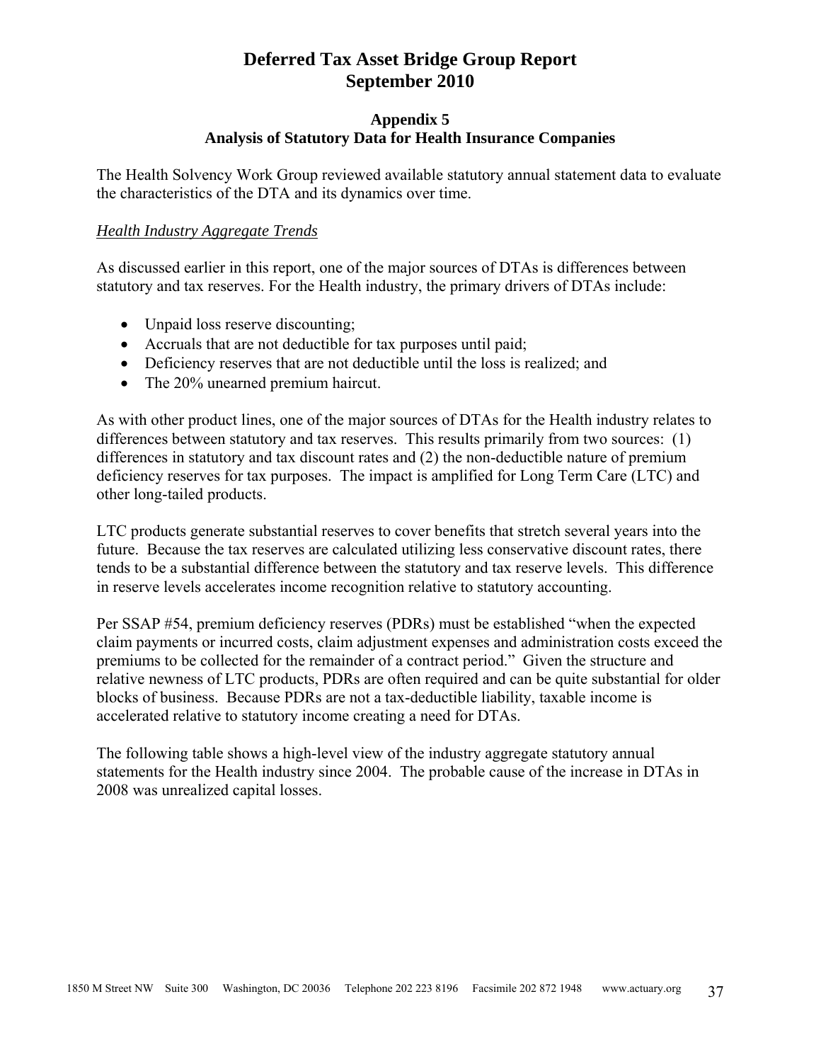# Deferred Tax Asset Bridge Group Report
# September 2010

### Appendix 5
### Analysis of Statutory Data for Health Insurance Companies

The Health Solvency Work Group reviewed available statutory annual statement data to evaluate the characteristics of the DTA and its dynamics over time.

*Health Industry Aggregate Trends*

As discussed earlier in this report, one of the major sources of DTAs is differences between statutory and tax reserves. For the Health industry, the primary drivers of DTAs include:

- Unpaid loss reserve discounting;
- Accruals that are not deductible for tax purposes until paid;
- Deficiency reserves that are not deductible until the loss is realized; and
- The 20% unearned premium haircut.

As with other product lines, one of the major sources of DTAs for the Health industry relates to differences between statutory and tax reserves. This results primarily from two sources: (1) differences in statutory and tax discount rates and (2) the non-deductible nature of premium deficiency reserves for tax purposes. The impact is amplified for Long Term Care (LTC) and other long-tailed products.

LTC products generate substantial reserves to cover benefits that stretch several years into the future. Because the tax reserves are calculated utilizing less conservative discount rates, there tends to be a substantial difference between the statutory and tax reserve levels. This difference in reserve levels accelerates income recognition relative to statutory accounting.

Per SSAP #54, premium deficiency reserves (PDRs) must be established "when the expected claim payments or incurred costs, claim adjustment expenses and administration costs exceed the premiums to be collected for the remainder of a contract period." Given the structure and relative newness of LTC products, PDRs are often required and can be quite substantial for older blocks of business. Because PDRs are not a tax-deductible liability, taxable income is accelerated relative to statutory income creating a need for DTAs.

The following table shows a high-level view of the industry aggregate statutory annual statements for the Health industry since 2004. The probable cause of the increase in DTAs in 2008 was unrealized capital losses.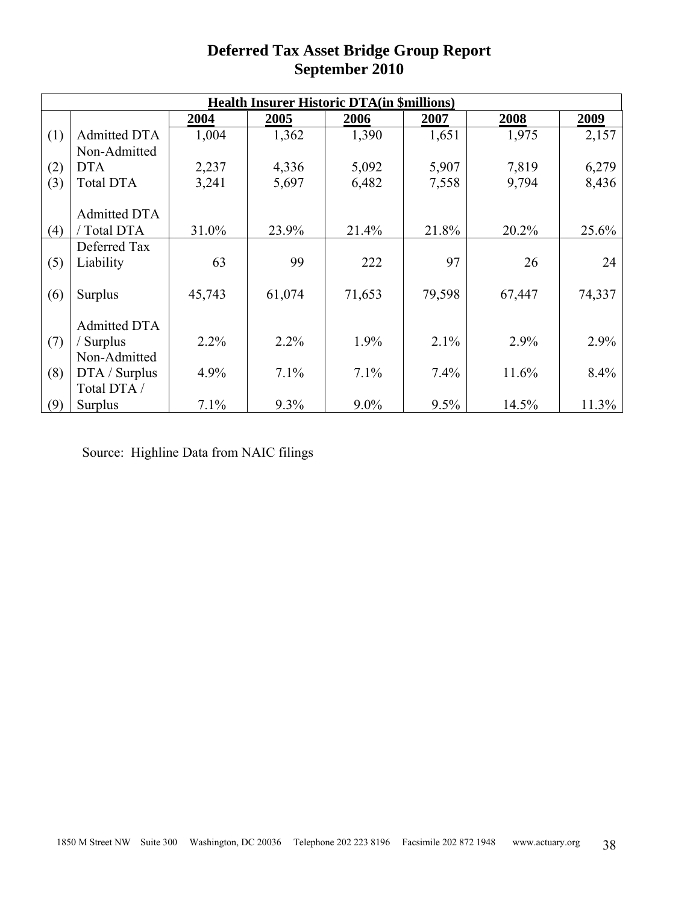# Deferred Tax Asset Bridge Group Report
## September 2010

| Health Insurer Historic DTA(in $millions) | | | | | | | |
|---|---|---|---|---|---|---|---|
| | | **2004** | **2005** | **2006** | **2007** | **2008** | **2009** |
| (1) | Admitted DTA | 1,004 | 1,362 | 1,390 | 1,651 | 1,975 | 2,157 |
| (2) | Non-Admitted DTA | 2,237 | 4,336 | 5,092 | 5,907 | 7,819 | 6,279 |
| (3) | Total DTA | 3,241 | 5,697 | 6,482 | 7,558 | 9,794 | 8,436 |
| (4) | Admitted DTA / Total DTA | 31.0% | 23.9% | 21.4% | 21.8% | 20.2% | 25.6% |
| (5) | Deferred Tax Liability | 63 | 99 | 222 | 97 | 26 | 24 |
| (6) | Surplus | 45,743 | 61,074 | 71,653 | 79,598 | 67,447 | 74,337 |
| (7) | Admitted DTA / Surplus | 2.2% | 2.2% | 1.9% | 2.1% | 2.9% | 2.9% |
| (8) | Non-Admitted DTA / Surplus | 4.9% | 7.1% | 7.1% | 7.4% | 11.6% | 8.4% |
| (9) | Total DTA / Surplus | 7.1% | 9.3% | 9.0% | 9.5% | 14.5% | 11.3% |

Source: Highline Data from NAIC filings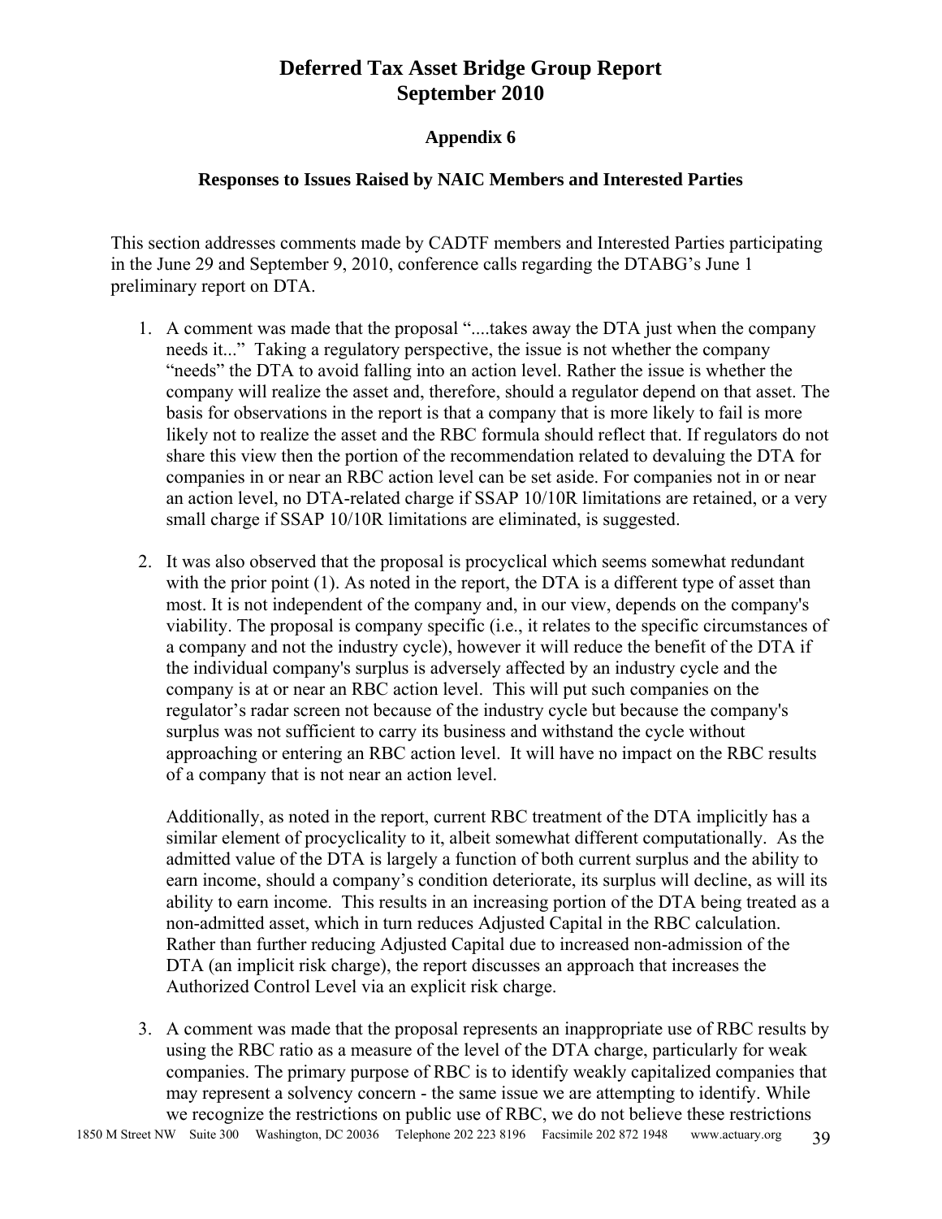# Deferred Tax Asset Bridge Group Report
# September 2010

### Appendix 6

### Responses to Issues Raised by NAIC Members and Interested Parties

This section addresses comments made by CADTF members and Interested Parties participating in the June 29 and September 9, 2010, conference calls regarding the DTABG's June 1 preliminary report on DTA.

1. A comment was made that the proposal "....takes away the DTA just when the company needs it..." Taking a regulatory perspective, the issue is not whether the company "needs" the DTA to avoid falling into an action level. Rather the issue is whether the company will realize the asset and, therefore, should a regulator depend on that asset. The basis for observations in the report is that a company that is more likely to fail is more likely not to realize the asset and the RBC formula should reflect that. If regulators do not share this view then the portion of the recommendation related to devaluing the DTA for companies in or near an RBC action level can be set aside. For companies not in or near an action level, no DTA-related charge if SSAP 10/10R limitations are retained, or a very small charge if SSAP 10/10R limitations are eliminated, is suggested.

2. It was also observed that the proposal is procyclical which seems somewhat redundant with the prior point (1). As noted in the report, the DTA is a different type of asset than most. It is not independent of the company and, in our view, depends on the company's viability. The proposal is company specific (i.e., it relates to the specific circumstances of a company and not the industry cycle), however it will reduce the benefit of the DTA if the individual company's surplus is adversely affected by an industry cycle and the company is at or near an RBC action level. This will put such companies on the regulator's radar screen not because of the industry cycle but because the company's surplus was not sufficient to carry its business and withstand the cycle without approaching or entering an RBC action level. It will have no impact on the RBC results of a company that is not near an action level.

   Additionally, as noted in the report, current RBC treatment of the DTA implicitly has a similar element of procyclicality to it, albeit somewhat different computationally. As the admitted value of the DTA is largely a function of both current surplus and the ability to earn income, should a company's condition deteriorate, its surplus will decline, as will its ability to earn income. This results in an increasing portion of the DTA being treated as a non-admitted asset, which in turn reduces Adjusted Capital in the RBC calculation. Rather than further reducing Adjusted Capital due to increased non-admission of the DTA (an implicit risk charge), the report discusses an approach that increases the Authorized Control Level via an explicit risk charge.

3. A comment was made that the proposal represents an inappropriate use of RBC results by using the RBC ratio as a measure of the level of the DTA charge, particularly for weak companies. The primary purpose of RBC is to identify weakly capitalized companies that may represent a solvency concern - the same issue we are attempting to identify. While we recognize the restrictions on public use of RBC, we do not believe these restrictions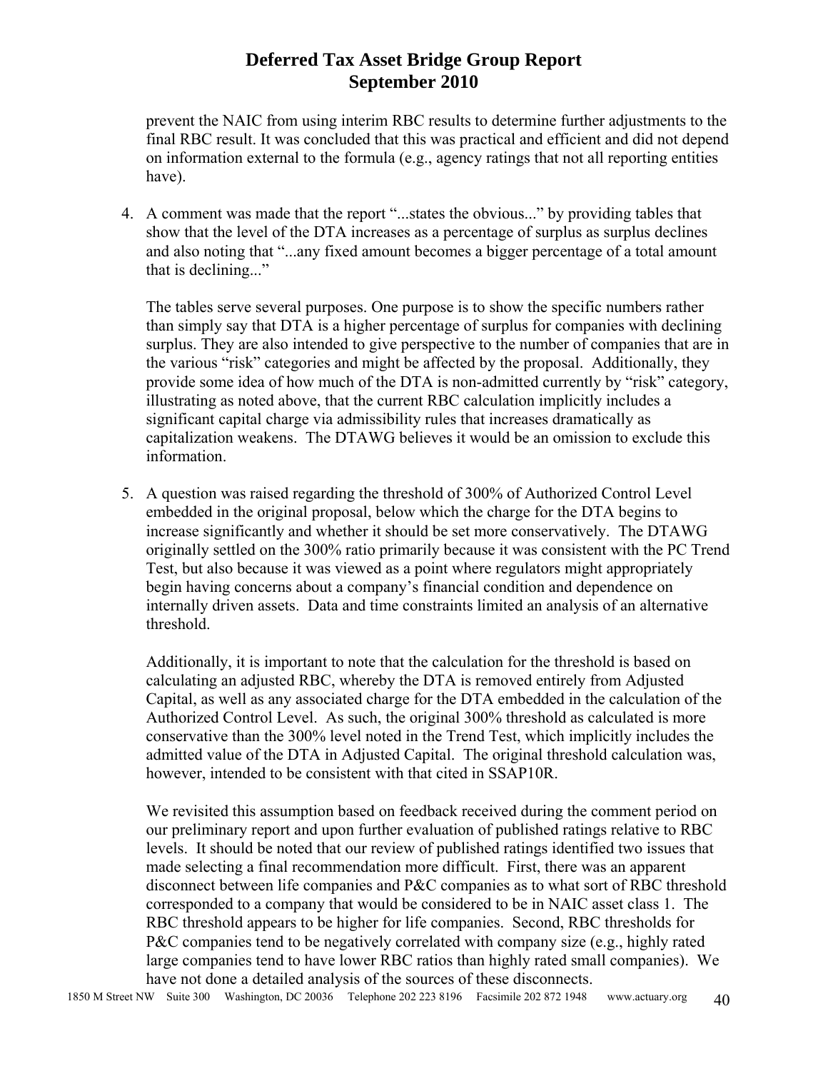prevent the NAIC from using interim RBC results to determine further adjustments to the final RBC result. It was concluded that this was practical and efficient and did not depend on information external to the formula (e.g., agency ratings that not all reporting entities have).

4. A comment was made that the report "...states the obvious..." by providing tables that show that the level of the DTA increases as a percentage of surplus as surplus declines and also noting that "...any fixed amount becomes a bigger percentage of a total amount that is declining..."

   The tables serve several purposes. One purpose is to show the specific numbers rather than simply say that DTA is a higher percentage of surplus for companies with declining surplus. They are also intended to give perspective to the number of companies that are in the various "risk" categories and might be affected by the proposal. Additionally, they provide some idea of how much of the DTA is non-admitted currently by "risk" category, illustrating as noted above, that the current RBC calculation implicitly includes a significant capital charge via admissibility rules that increases dramatically as capitalization weakens. The DTAWG believes it would be an omission to exclude this information.

5. A question was raised regarding the threshold of 300% of Authorized Control Level embedded in the original proposal, below which the charge for the DTA begins to increase significantly and whether it should be set more conservatively. The DTAWG originally settled on the 300% ratio primarily because it was consistent with the PC Trend Test, but also because it was viewed as a point where regulators might appropriately begin having concerns about a company's financial condition and dependence on internally driven assets. Data and time constraints limited an analysis of an alternative threshold.

   Additionally, it is important to note that the calculation for the threshold is based on calculating an adjusted RBC, whereby the DTA is removed entirely from Adjusted Capital, as well as any associated charge for the DTA embedded in the calculation of the Authorized Control Level. As such, the original 300% threshold as calculated is more conservative than the 300% level noted in the Trend Test, which implicitly includes the admitted value of the DTA in Adjusted Capital. The original threshold calculation was, however, intended to be consistent with that cited in SSAP10R.

   We revisited this assumption based on feedback received during the comment period on our preliminary report and upon further evaluation of published ratings relative to RBC levels. It should be noted that our review of published ratings identified two issues that made selecting a final recommendation more difficult. First, there was an apparent disconnect between life companies and P&C companies as to what sort of RBC threshold corresponded to a company that would be considered to be in NAIC asset class 1. The RBC threshold appears to be higher for life companies. Second, RBC thresholds for P&C companies tend to be negatively correlated with company size (e.g., highly rated large companies tend to have lower RBC ratios than highly rated small companies). We have not done a detailed analysis of the sources of these disconnects.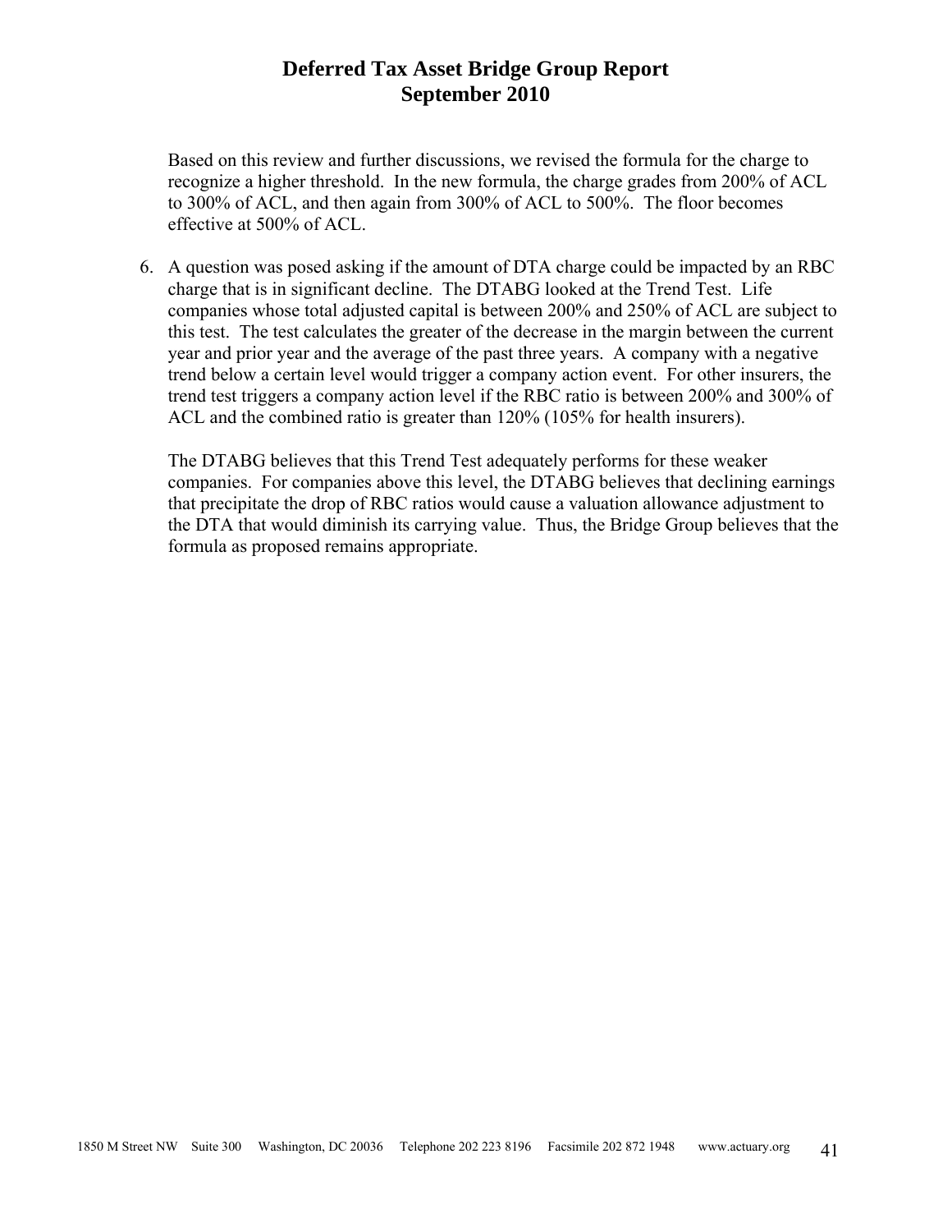Based on this review and further discussions, we revised the formula for the charge to recognize a higher threshold. In the new formula, the charge grades from 200% of ACL to 300% of ACL, and then again from 300% of ACL to 500%. The floor becomes effective at 500% of ACL.

6. A question was posed asking if the amount of DTA charge could be impacted by an RBC charge that is in significant decline. The DTABG looked at the Trend Test. Life companies whose total adjusted capital is between 200% and 250% of ACL are subject to this test. The test calculates the greater of the decrease in the margin between the current year and prior year and the average of the past three years. A company with a negative trend below a certain level would trigger a company action event. For other insurers, the trend test triggers a company action level if the RBC ratio is between 200% and 300% of ACL and the combined ratio is greater than 120% (105% for health insurers).

   The DTABG believes that this Trend Test adequately performs for these weaker companies. For companies above this level, the DTABG believes that declining earnings that precipitate the drop of RBC ratios would cause a valuation allowance adjustment to the DTA that would diminish its carrying value. Thus, the Bridge Group believes that the formula as proposed remains appropriate.